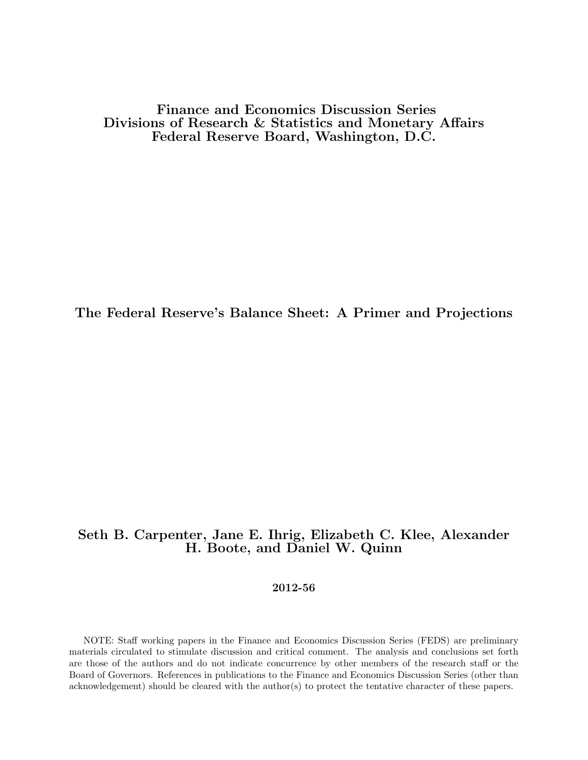**Finance and Economics Discussion Series**
**Divisions of Research & Statistics and Monetary Affairs**
**Federal Reserve Board, Washington, D.C.**

# The Federal Reserve's Balance Sheet: A Primer and Projections

**Seth B. Carpenter, Jane E. Ihrig, Elizabeth C. Klee, Alexander H. Boote, and Daniel W. Quinn**

**2012-56**

NOTE: Staff working papers in the Finance and Economics Discussion Series (FEDS) are preliminary materials circulated to stimulate discussion and critical comment. The analysis and conclusions set forth are those of the authors and do not indicate concurrence by other members of the research staff or the Board of Governors. References in publications to the Finance and Economics Discussion Series (other than acknowledgement) should be cleared with the author(s) to protect the tentative character of these papers.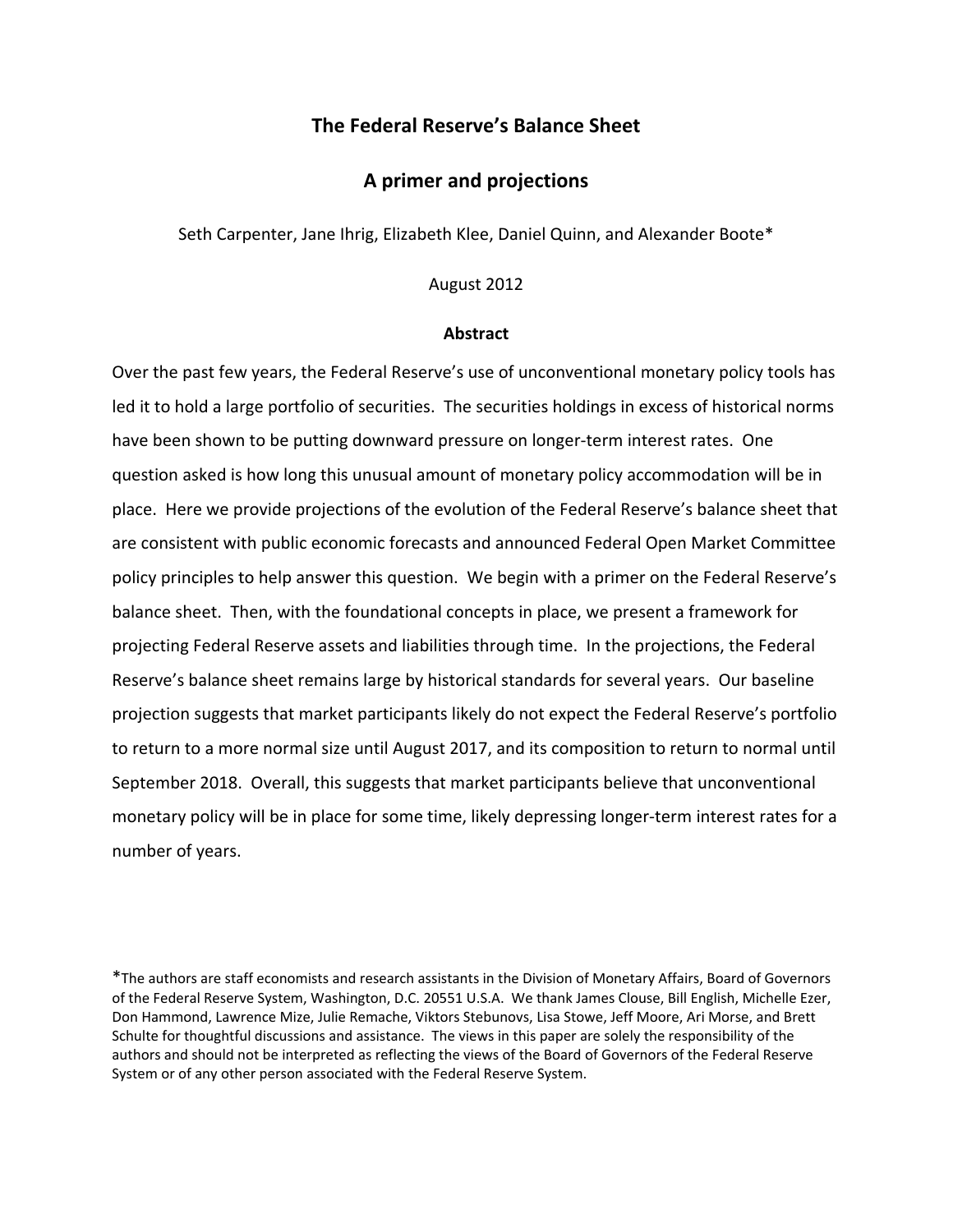# The Federal Reserve's Balance Sheet

## A primer and projections

Seth Carpenter, Jane Ihrig, Elizabeth Klee, Daniel Quinn, and Alexander Boote*

August 2012

### Abstract

Over the past few years, the Federal Reserve's use of unconventional monetary policy tools has led it to hold a large portfolio of securities. The securities holdings in excess of historical norms have been shown to be putting downward pressure on longer-term interest rates. One question asked is how long this unusual amount of monetary policy accommodation will be in place. Here we provide projections of the evolution of the Federal Reserve's balance sheet that are consistent with public economic forecasts and announced Federal Open Market Committee policy principles to help answer this question. We begin with a primer on the Federal Reserve's balance sheet. Then, with the foundational concepts in place, we present a framework for projecting Federal Reserve assets and liabilities through time. In the projections, the Federal Reserve's balance sheet remains large by historical standards for several years. Our baseline projection suggests that market participants likely do not expect the Federal Reserve's portfolio to return to a more normal size until August 2017, and its composition to return to normal until September 2018. Overall, this suggests that market participants believe that unconventional monetary policy will be in place for some time, likely depressing longer-term interest rates for a number of years.

*The authors are staff economists and research assistants in the Division of Monetary Affairs, Board of Governors of the Federal Reserve System, Washington, D.C. 20551 U.S.A. We thank James Clouse, Bill English, Michelle Ezer, Don Hammond, Lawrence Mize, Julie Remache, Viktors Stebunovs, Lisa Stowe, Jeff Moore, Ari Morse, and Brett Schulte for thoughtful discussions and assistance. The views in this paper are solely the responsibility of the authors and should not be interpreted as reflecting the views of the Board of Governors of the Federal Reserve System or of any other person associated with the Federal Reserve System.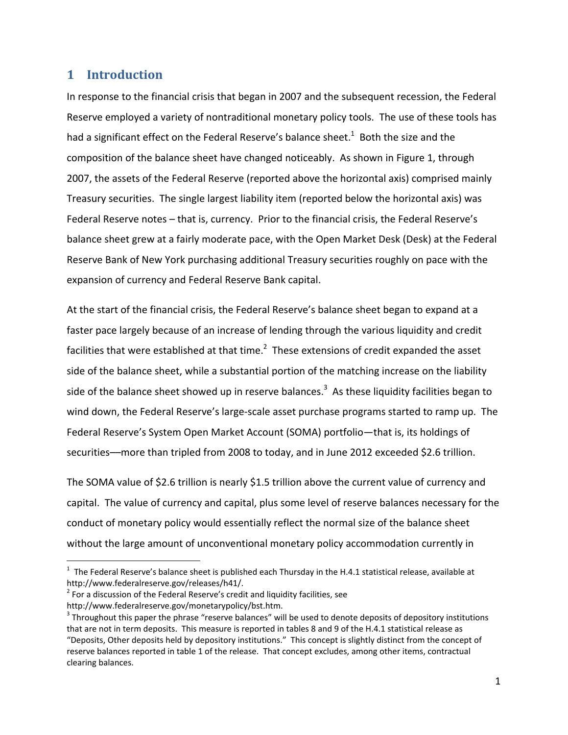## 1 Introduction

In response to the financial crisis that began in 2007 and the subsequent recession, the Federal Reserve employed a variety of nontraditional monetary policy tools. The use of these tools has had a significant effect on the Federal Reserve's balance sheet.[1] Both the size and the composition of the balance sheet have changed noticeably. As shown in Figure 1, through 2007, the assets of the Federal Reserve (reported above the horizontal axis) comprised mainly Treasury securities. The single largest liability item (reported below the horizontal axis) was Federal Reserve notes – that is, currency. Prior to the financial crisis, the Federal Reserve's balance sheet grew at a fairly moderate pace, with the Open Market Desk (Desk) at the Federal Reserve Bank of New York purchasing additional Treasury securities roughly on pace with the expansion of currency and Federal Reserve Bank capital.

At the start of the financial crisis, the Federal Reserve's balance sheet began to expand at a faster pace largely because of an increase of lending through the various liquidity and credit facilities that were established at that time.[2] These extensions of credit expanded the asset side of the balance sheet, while a substantial portion of the matching increase on the liability side of the balance sheet showed up in reserve balances.[3] As these liquidity facilities began to wind down, the Federal Reserve's large-scale asset purchase programs started to ramp up. The Federal Reserve's System Open Market Account (SOMA) portfolio—that is, its holdings of securities—more than tripled from 2008 to today, and in June 2012 exceeded $2.6 trillion.

The SOMA value of $2.6 trillion is nearly $1.5 trillion above the current value of currency and capital. The value of currency and capital, plus some level of reserve balances necessary for the conduct of monetary policy would essentially reflect the normal size of the balance sheet without the large amount of unconventional monetary policy accommodation currently in

---

[1] The Federal Reserve's balance sheet is published each Thursday in the H.4.1 statistical release, available at http://www.federalreserve.gov/releases/h41/.

[2] For a discussion of the Federal Reserve's credit and liquidity facilities, see http://www.federalreserve.gov/monetarypolicy/bst.htm.

[3] Throughout this paper the phrase "reserve balances" will be used to denote deposits of depository institutions that are not in term deposits. This measure is reported in tables 8 and 9 of the H.4.1 statistical release as "Deposits, Other deposits held by depository institutions." This concept is slightly distinct from the concept of reserve balances reported in table 1 of the release. That concept excludes, among other items, contractual clearing balances.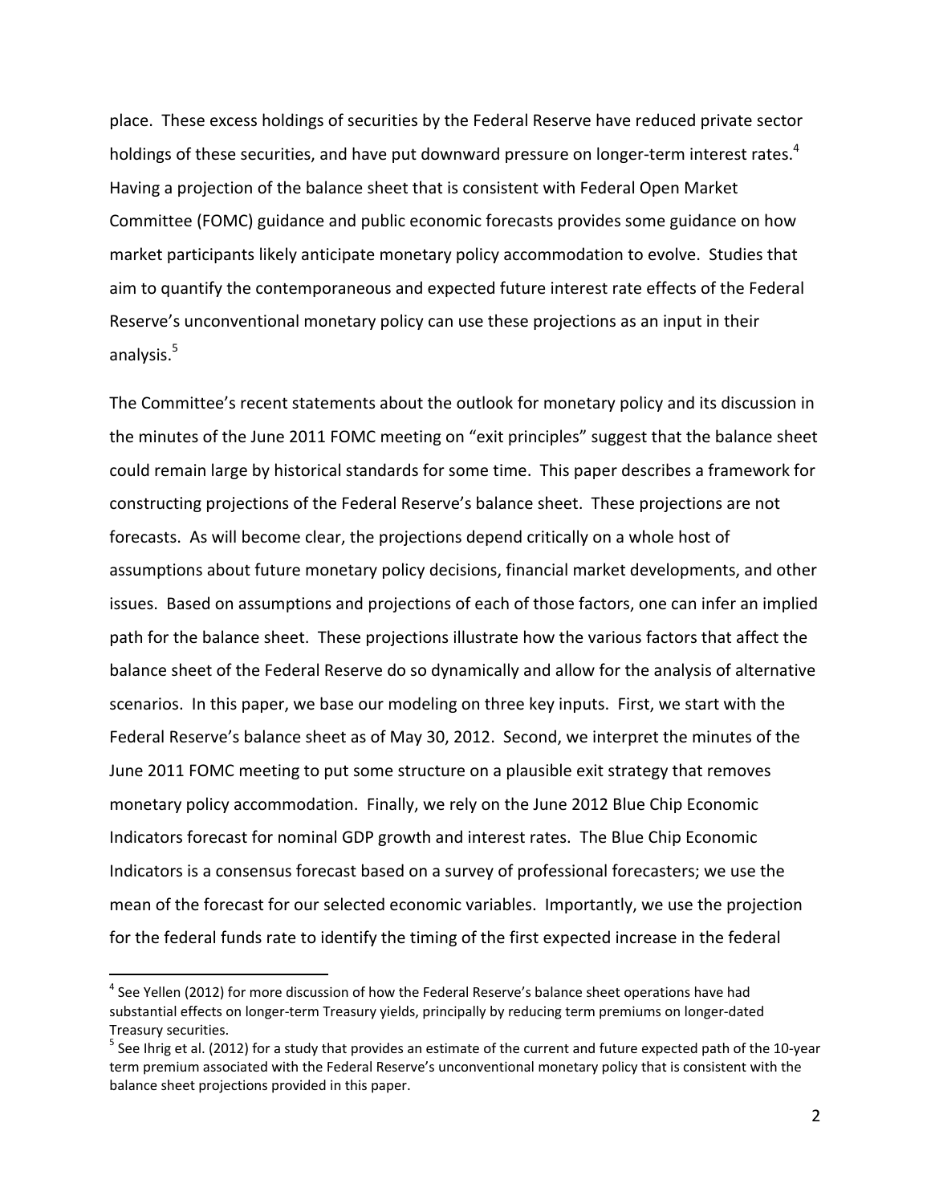place. These excess holdings of securities by the Federal Reserve have reduced private sector holdings of these securities, and have put downward pressure on longer-term interest rates.[4] Having a projection of the balance sheet that is consistent with Federal Open Market Committee (FOMC) guidance and public economic forecasts provides some guidance on how market participants likely anticipate monetary policy accommodation to evolve. Studies that aim to quantify the contemporaneous and expected future interest rate effects of the Federal Reserve's unconventional monetary policy can use these projections as an input in their analysis.[5]

The Committee's recent statements about the outlook for monetary policy and its discussion in the minutes of the June 2011 FOMC meeting on "exit principles" suggest that the balance sheet could remain large by historical standards for some time. This paper describes a framework for constructing projections of the Federal Reserve's balance sheet. These projections are not forecasts. As will become clear, the projections depend critically on a whole host of assumptions about future monetary policy decisions, financial market developments, and other issues. Based on assumptions and projections of each of those factors, one can infer an implied path for the balance sheet. These projections illustrate how the various factors that affect the balance sheet of the Federal Reserve do so dynamically and allow for the analysis of alternative scenarios. In this paper, we base our modeling on three key inputs. First, we start with the Federal Reserve's balance sheet as of May 30, 2012. Second, we interpret the minutes of the June 2011 FOMC meeting to put some structure on a plausible exit strategy that removes monetary policy accommodation. Finally, we rely on the June 2012 Blue Chip Economic Indicators forecast for nominal GDP growth and interest rates. The Blue Chip Economic Indicators is a consensus forecast based on a survey of professional forecasters; we use the mean of the forecast for our selected economic variables. Importantly, we use the projection for the federal funds rate to identify the timing of the first expected increase in the federal

[4] See Yellen (2012) for more discussion of how the Federal Reserve's balance sheet operations have had substantial effects on longer-term Treasury yields, principally by reducing term premiums on longer-dated Treasury securities.

[5] See Ihrig et al. (2012) for a study that provides an estimate of the current and future expected path of the 10-year term premium associated with the Federal Reserve's unconventional monetary policy that is consistent with the balance sheet projections provided in this paper.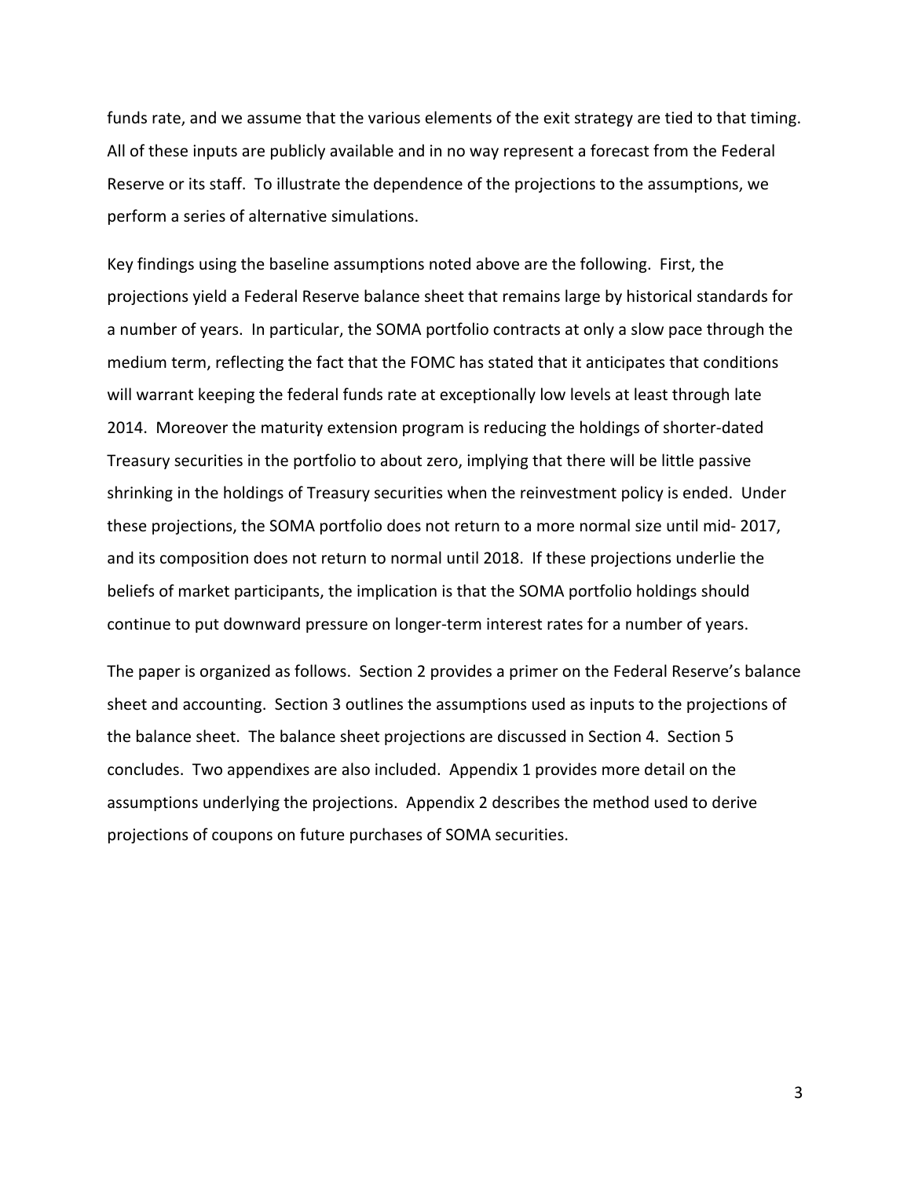funds rate, and we assume that the various elements of the exit strategy are tied to that timing. All of these inputs are publicly available and in no way represent a forecast from the Federal Reserve or its staff. To illustrate the dependence of the projections to the assumptions, we perform a series of alternative simulations.

Key findings using the baseline assumptions noted above are the following. First, the projections yield a Federal Reserve balance sheet that remains large by historical standards for a number of years. In particular, the SOMA portfolio contracts at only a slow pace through the medium term, reflecting the fact that the FOMC has stated that it anticipates that conditions will warrant keeping the federal funds rate at exceptionally low levels at least through late 2014. Moreover the maturity extension program is reducing the holdings of shorter-dated Treasury securities in the portfolio to about zero, implying that there will be little passive shrinking in the holdings of Treasury securities when the reinvestment policy is ended. Under these projections, the SOMA portfolio does not return to a more normal size until mid- 2017, and its composition does not return to normal until 2018. If these projections underlie the beliefs of market participants, the implication is that the SOMA portfolio holdings should continue to put downward pressure on longer-term interest rates for a number of years.

The paper is organized as follows. Section 2 provides a primer on the Federal Reserve's balance sheet and accounting. Section 3 outlines the assumptions used as inputs to the projections of the balance sheet. The balance sheet projections are discussed in Section 4. Section 5 concludes. Two appendixes are also included. Appendix 1 provides more detail on the assumptions underlying the projections. Appendix 2 describes the method used to derive projections of coupons on future purchases of SOMA securities.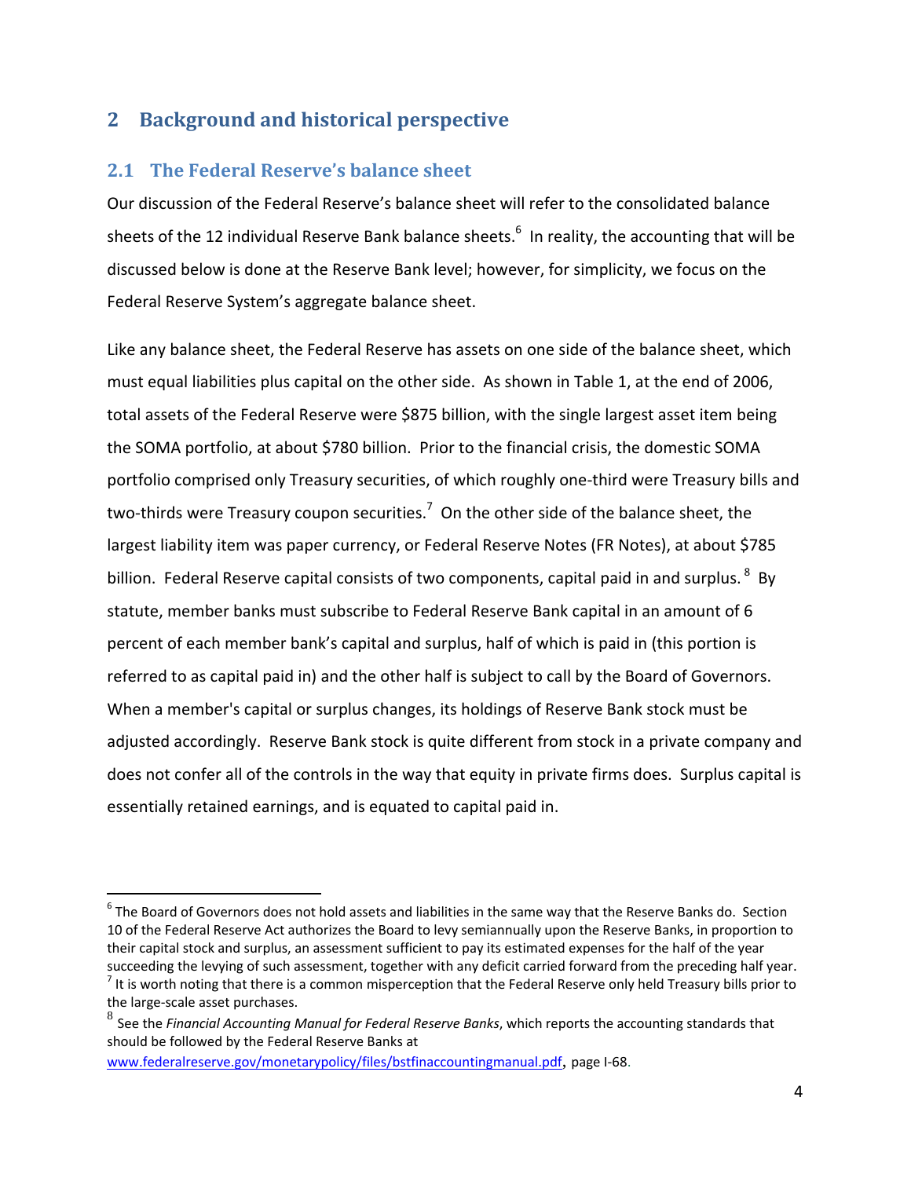## 2 Background and historical perspective

### 2.1 The Federal Reserve's balance sheet

Our discussion of the Federal Reserve's balance sheet will refer to the consolidated balance sheets of the 12 individual Reserve Bank balance sheets.[6] In reality, the accounting that will be discussed below is done at the Reserve Bank level; however, for simplicity, we focus on the Federal Reserve System's aggregate balance sheet.

Like any balance sheet, the Federal Reserve has assets on one side of the balance sheet, which must equal liabilities plus capital on the other side. As shown in Table 1, at the end of 2006, total assets of the Federal Reserve were $875 billion, with the single largest asset item being the SOMA portfolio, at about $780 billion. Prior to the financial crisis, the domestic SOMA portfolio comprised only Treasury securities, of which roughly one-third were Treasury bills and two-thirds were Treasury coupon securities.[7] On the other side of the balance sheet, the largest liability item was paper currency, or Federal Reserve Notes (FR Notes), at about $785 billion. Federal Reserve capital consists of two components, capital paid in and surplus.[8] By statute, member banks must subscribe to Federal Reserve Bank capital in an amount of 6 percent of each member bank's capital and surplus, half of which is paid in (this portion is referred to as capital paid in) and the other half is subject to call by the Board of Governors. When a member's capital or surplus changes, its holdings of Reserve Bank stock must be adjusted accordingly. Reserve Bank stock is quite different from stock in a private company and does not confer all of the controls in the way that equity in private firms does. Surplus capital is essentially retained earnings, and is equated to capital paid in.

---

[6] The Board of Governors does not hold assets and liabilities in the same way that the Reserve Banks do. Section 10 of the Federal Reserve Act authorizes the Board to levy semiannually upon the Reserve Banks, in proportion to their capital stock and surplus, an assessment sufficient to pay its estimated expenses for the half of the year succeeding the levying of such assessment, together with any deficit carried forward from the preceding half year.

[7] It is worth noting that there is a common misperception that the Federal Reserve only held Treasury bills prior to the large-scale asset purchases.

[8] See the *Financial Accounting Manual for Federal Reserve Banks*, which reports the accounting standards that should be followed by the Federal Reserve Banks at www.federalreserve.gov/monetarypolicy/files/bstfinaccountingmanual.pdf, page I-68.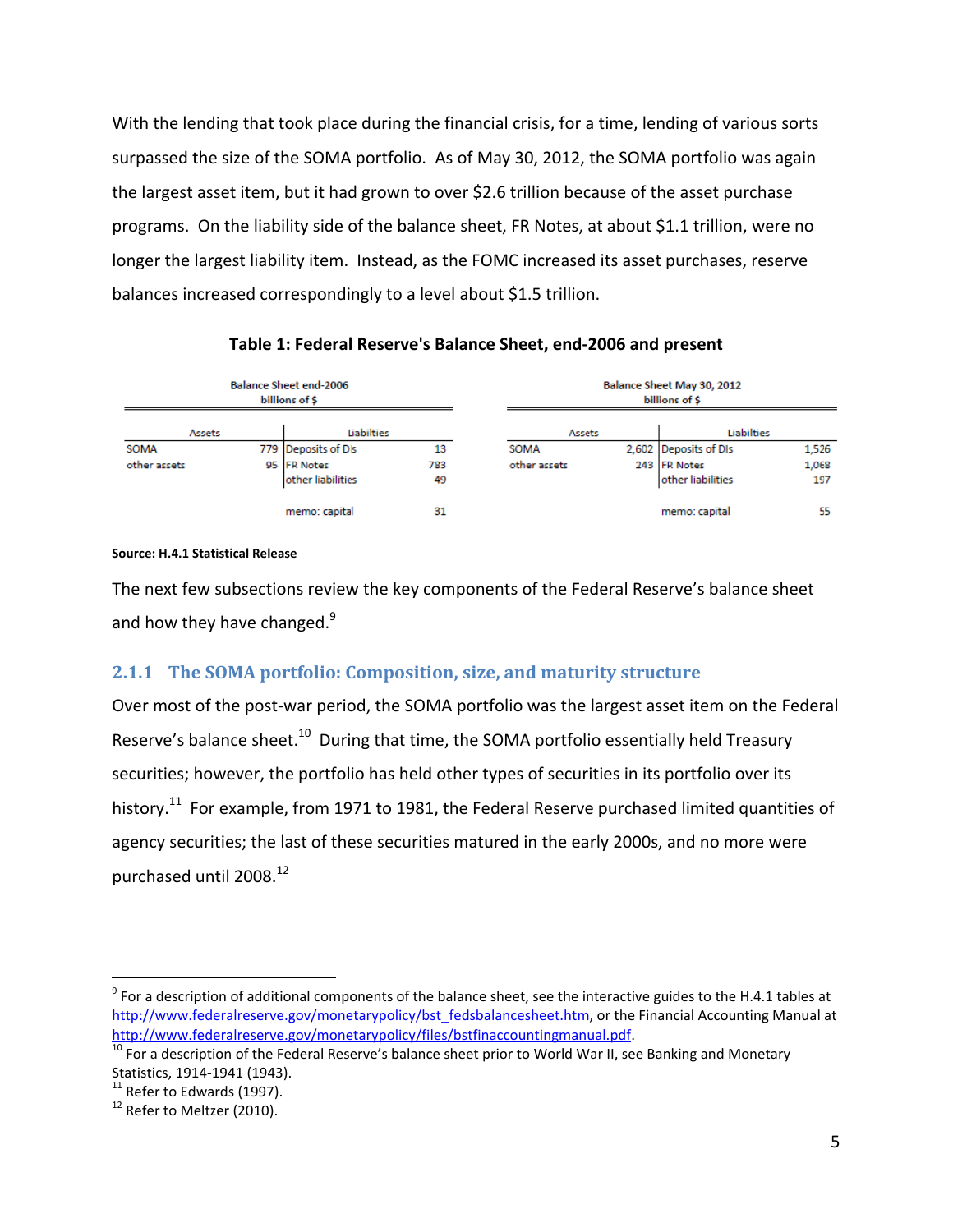With the lending that took place during the financial crisis, for a time, lending of various sorts surpassed the size of the SOMA portfolio. As of May 30, 2012, the SOMA portfolio was again the largest asset item, but it had grown to over $2.6 trillion because of the asset purchase programs. On the liability side of the balance sheet, FR Notes, at about $1.1 trillion, were no longer the largest liability item. Instead, as the FOMC increased its asset purchases, reserve balances increased correspondingly to a level about $1.5 trillion.

**Table 1: Federal Reserve's Balance Sheet, end-2006 and present**

| Balance Sheet end-2006 billions of $ | | | |
|---|---|---|---|
| Assets | | Liabilties | |
| SOMA | 779 | Deposits of DIs | 13 |
| other assets | 95 | FR Notes | 783 |
| | | other liabilities | 49 |
| | | memo: capital | 31 |

| Balance Sheet May 30, 2012 billions of $ | | | |
|---|---|---|---|
| Assets | | Liabilties | |
| SOMA | 2,602 | Deposits of DIs | 1,526 |
| other assets | 243 | FR Notes | 1,068 |
| | | other liabilities | 197 |
| | | memo: capital | 55 |

**Source: H.4.1 Statistical Release**

The next few subsections review the key components of the Federal Reserve's balance sheet and how they have changed.[9]

### 2.1.1 The SOMA portfolio: Composition, size, and maturity structure

Over most of the post-war period, the SOMA portfolio was the largest asset item on the Federal Reserve's balance sheet.[10] During that time, the SOMA portfolio essentially held Treasury securities; however, the portfolio has held other types of securities in its portfolio over its history.[11] For example, from 1971 to 1981, the Federal Reserve purchased limited quantities of agency securities; the last of these securities matured in the early 2000s, and no more were purchased until 2008.[12]

---

[9] For a description of additional components of the balance sheet, see the interactive guides to the H.4.1 tables at http://www.federalreserve.gov/monetarypolicy/bst_fedsbalancesheet.htm, or the Financial Accounting Manual at http://www.federalreserve.gov/monetarypolicy/files/bstfinaccountingmanual.pdf.

[10] For a description of the Federal Reserve's balance sheet prior to World War II, see Banking and Monetary Statistics, 1914-1941 (1943).

[11] Refer to Edwards (1997).

[12] Refer to Meltzer (2010).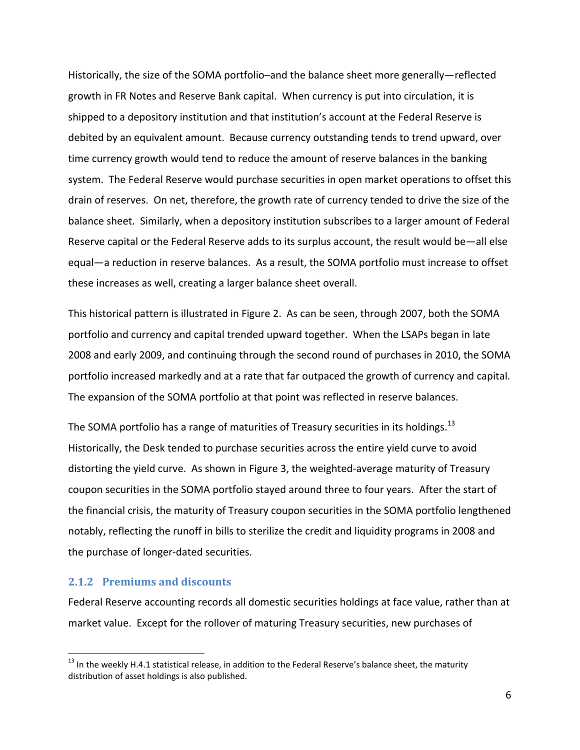Historically, the size of the SOMA portfolio–and the balance sheet more generally—reflected growth in FR Notes and Reserve Bank capital. When currency is put into circulation, it is shipped to a depository institution and that institution's account at the Federal Reserve is debited by an equivalent amount. Because currency outstanding tends to trend upward, over time currency growth would tend to reduce the amount of reserve balances in the banking system. The Federal Reserve would purchase securities in open market operations to offset this drain of reserves. On net, therefore, the growth rate of currency tended to drive the size of the balance sheet. Similarly, when a depository institution subscribes to a larger amount of Federal Reserve capital or the Federal Reserve adds to its surplus account, the result would be—all else equal—a reduction in reserve balances. As a result, the SOMA portfolio must increase to offset these increases as well, creating a larger balance sheet overall.

This historical pattern is illustrated in Figure 2. As can be seen, through 2007, both the SOMA portfolio and currency and capital trended upward together. When the LSAPs began in late 2008 and early 2009, and continuing through the second round of purchases in 2010, the SOMA portfolio increased markedly and at a rate that far outpaced the growth of currency and capital. The expansion of the SOMA portfolio at that point was reflected in reserve balances.

The SOMA portfolio has a range of maturities of Treasury securities in its holdings.[13] Historically, the Desk tended to purchase securities across the entire yield curve to avoid distorting the yield curve. As shown in Figure 3, the weighted-average maturity of Treasury coupon securities in the SOMA portfolio stayed around three to four years. After the start of the financial crisis, the maturity of Treasury coupon securities in the SOMA portfolio lengthened notably, reflecting the runoff in bills to sterilize the credit and liquidity programs in 2008 and the purchase of longer-dated securities.

### 2.1.2 Premiums and discounts

Federal Reserve accounting records all domestic securities holdings at face value, rather than at market value. Except for the rollover of maturing Treasury securities, new purchases of

[13] In the weekly H.4.1 statistical release, in addition to the Federal Reserve's balance sheet, the maturity distribution of asset holdings is also published.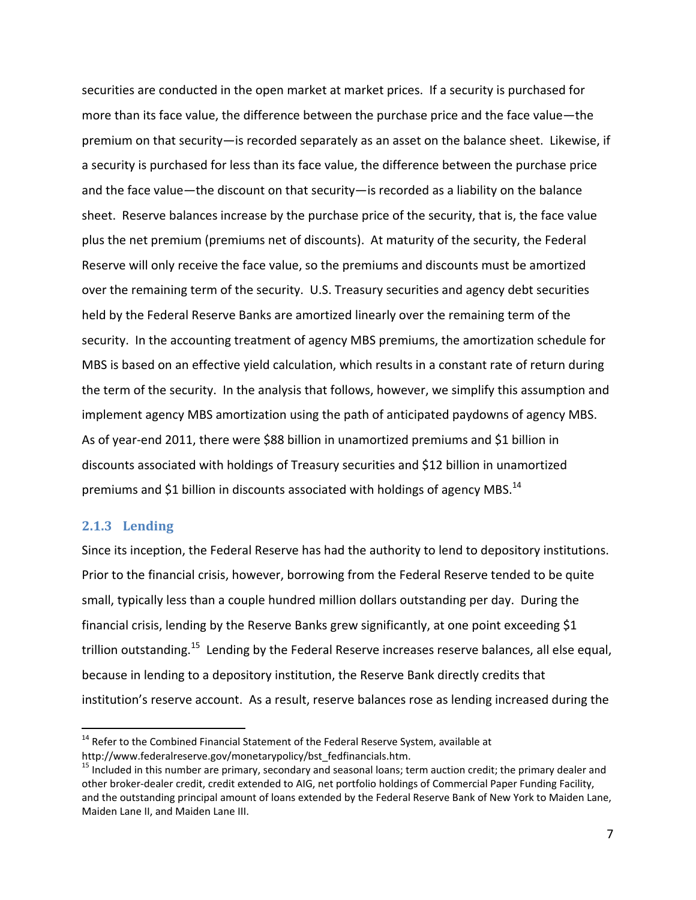securities are conducted in the open market at market prices. If a security is purchased for more than its face value, the difference between the purchase price and the face value—the premium on that security—is recorded separately as an asset on the balance sheet. Likewise, if a security is purchased for less than its face value, the difference between the purchase price and the face value—the discount on that security—is recorded as a liability on the balance sheet. Reserve balances increase by the purchase price of the security, that is, the face value plus the net premium (premiums net of discounts). At maturity of the security, the Federal Reserve will only receive the face value, so the premiums and discounts must be amortized over the remaining term of the security. U.S. Treasury securities and agency debt securities held by the Federal Reserve Banks are amortized linearly over the remaining term of the security. In the accounting treatment of agency MBS premiums, the amortization schedule for MBS is based on an effective yield calculation, which results in a constant rate of return during the term of the security. In the analysis that follows, however, we simplify this assumption and implement agency MBS amortization using the path of anticipated paydowns of agency MBS. As of year-end 2011, there were $88 billion in unamortized premiums and $1 billion in discounts associated with holdings of Treasury securities and $12 billion in unamortized premiums and $1 billion in discounts associated with holdings of agency MBS.[14]

### 2.1.3 Lending

Since its inception, the Federal Reserve has had the authority to lend to depository institutions. Prior to the financial crisis, however, borrowing from the Federal Reserve tended to be quite small, typically less than a couple hundred million dollars outstanding per day. During the financial crisis, lending by the Reserve Banks grew significantly, at one point exceeding $1 trillion outstanding.[15] Lending by the Federal Reserve increases reserve balances, all else equal, because in lending to a depository institution, the Reserve Bank directly credits that institution's reserve account. As a result, reserve balances rose as lending increased during the

---

[14] Refer to the Combined Financial Statement of the Federal Reserve System, available at http://www.federalreserve.gov/monetarypolicy/bst_fedfinancials.htm.

[15] Included in this number are primary, secondary and seasonal loans; term auction credit; the primary dealer and other broker-dealer credit, credit extended to AIG, net portfolio holdings of Commercial Paper Funding Facility, and the outstanding principal amount of loans extended by the Federal Reserve Bank of New York to Maiden Lane, Maiden Lane II, and Maiden Lane III.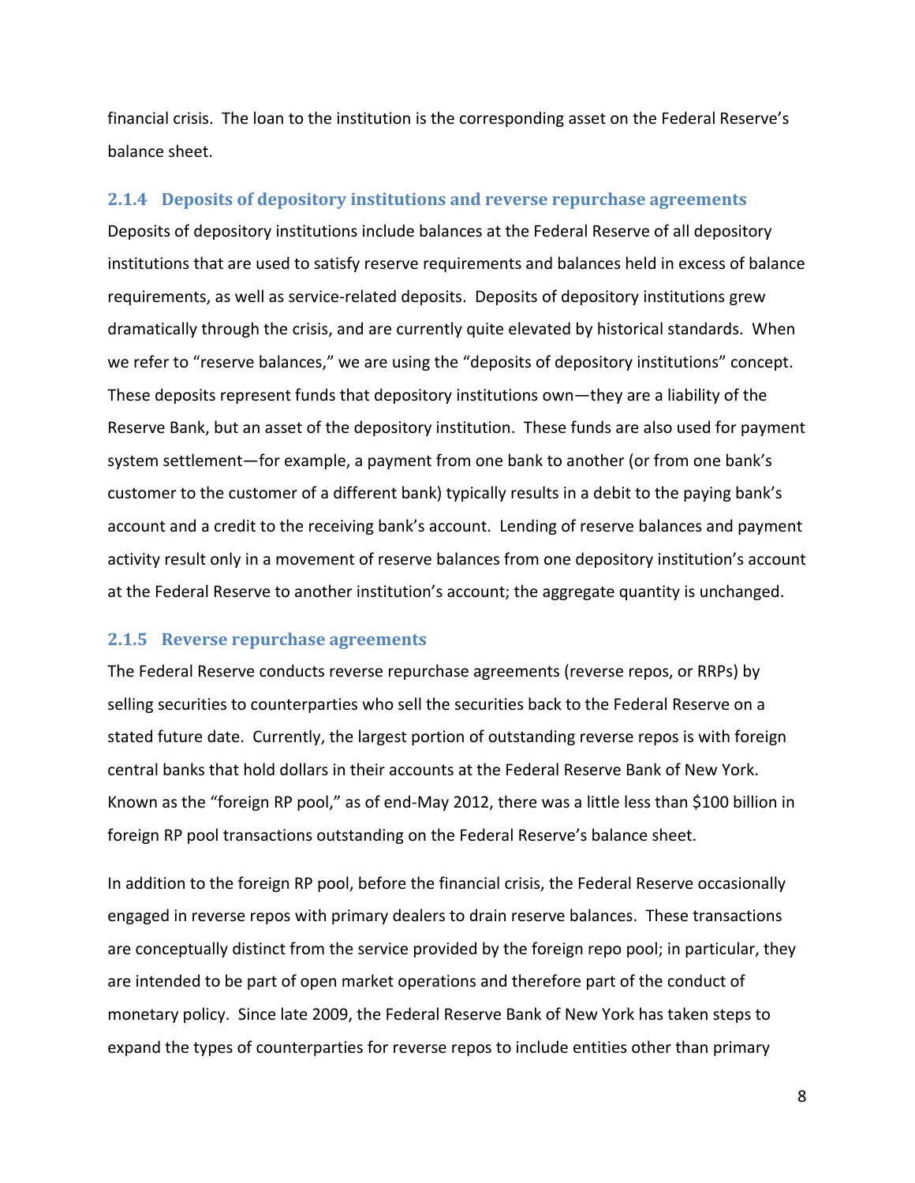financial crisis. The loan to the institution is the corresponding asset on the Federal Reserve's balance sheet.

### 2.1.4 Deposits of depository institutions and reverse repurchase agreements

Deposits of depository institutions include balances at the Federal Reserve of all depository institutions that are used to satisfy reserve requirements and balances held in excess of balance requirements, as well as service-related deposits. Deposits of depository institutions grew dramatically through the crisis, and are currently quite elevated by historical standards. When we refer to "reserve balances," we are using the "deposits of depository institutions" concept. These deposits represent funds that depository institutions own—they are a liability of the Reserve Bank, but an asset of the depository institution. These funds are also used for payment system settlement—for example, a payment from one bank to another (or from one bank's customer to the customer of a different bank) typically results in a debit to the paying bank's account and a credit to the receiving bank's account. Lending of reserve balances and payment activity result only in a movement of reserve balances from one depository institution's account at the Federal Reserve to another institution's account; the aggregate quantity is unchanged.

### 2.1.5 Reverse repurchase agreements

The Federal Reserve conducts reverse repurchase agreements (reverse repos, or RRPs) by selling securities to counterparties who sell the securities back to the Federal Reserve on a stated future date. Currently, the largest portion of outstanding reverse repos is with foreign central banks that hold dollars in their accounts at the Federal Reserve Bank of New York. Known as the "foreign RP pool," as of end-May 2012, there was a little less than $100 billion in foreign RP pool transactions outstanding on the Federal Reserve's balance sheet.

In addition to the foreign RP pool, before the financial crisis, the Federal Reserve occasionally engaged in reverse repos with primary dealers to drain reserve balances. These transactions are conceptually distinct from the service provided by the foreign repo pool; in particular, they are intended to be part of open market operations and therefore part of the conduct of monetary policy. Since late 2009, the Federal Reserve Bank of New York has taken steps to expand the types of counterparties for reverse repos to include entities other than primary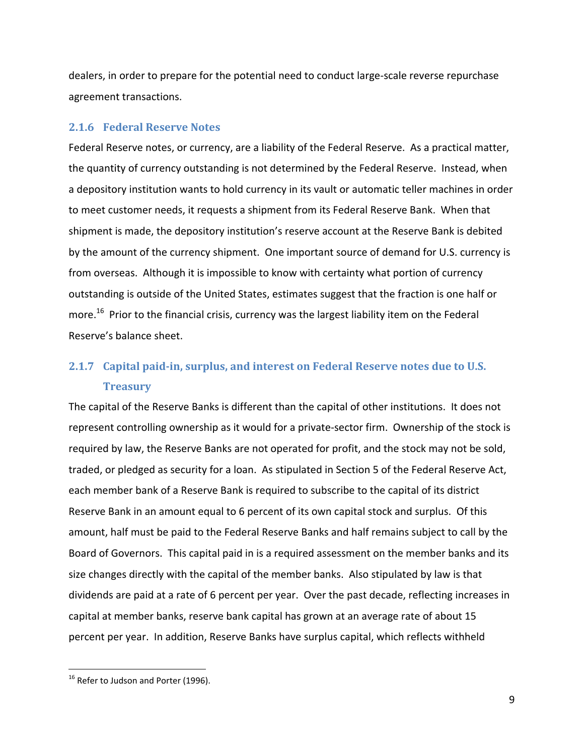dealers, in order to prepare for the potential need to conduct large-scale reverse repurchase agreement transactions.

### 2.1.6 Federal Reserve Notes

Federal Reserve notes, or currency, are a liability of the Federal Reserve. As a practical matter, the quantity of currency outstanding is not determined by the Federal Reserve. Instead, when a depository institution wants to hold currency in its vault or automatic teller machines in order to meet customer needs, it requests a shipment from its Federal Reserve Bank. When that shipment is made, the depository institution's reserve account at the Reserve Bank is debited by the amount of the currency shipment. One important source of demand for U.S. currency is from overseas. Although it is impossible to know with certainty what portion of currency outstanding is outside of the United States, estimates suggest that the fraction is one half or more.[16] Prior to the financial crisis, currency was the largest liability item on the Federal Reserve's balance sheet.

### 2.1.7 Capital paid-in, surplus, and interest on Federal Reserve notes due to U.S. Treasury

The capital of the Reserve Banks is different than the capital of other institutions. It does not represent controlling ownership as it would for a private-sector firm. Ownership of the stock is required by law, the Reserve Banks are not operated for profit, and the stock may not be sold, traded, or pledged as security for a loan. As stipulated in Section 5 of the Federal Reserve Act, each member bank of a Reserve Bank is required to subscribe to the capital of its district Reserve Bank in an amount equal to 6 percent of its own capital stock and surplus. Of this amount, half must be paid to the Federal Reserve Banks and half remains subject to call by the Board of Governors. This capital paid in is a required assessment on the member banks and its size changes directly with the capital of the member banks. Also stipulated by law is that dividends are paid at a rate of 6 percent per year. Over the past decade, reflecting increases in capital at member banks, reserve bank capital has grown at an average rate of about 15 percent per year. In addition, Reserve Banks have surplus capital, which reflects withheld

[16] Refer to Judson and Porter (1996).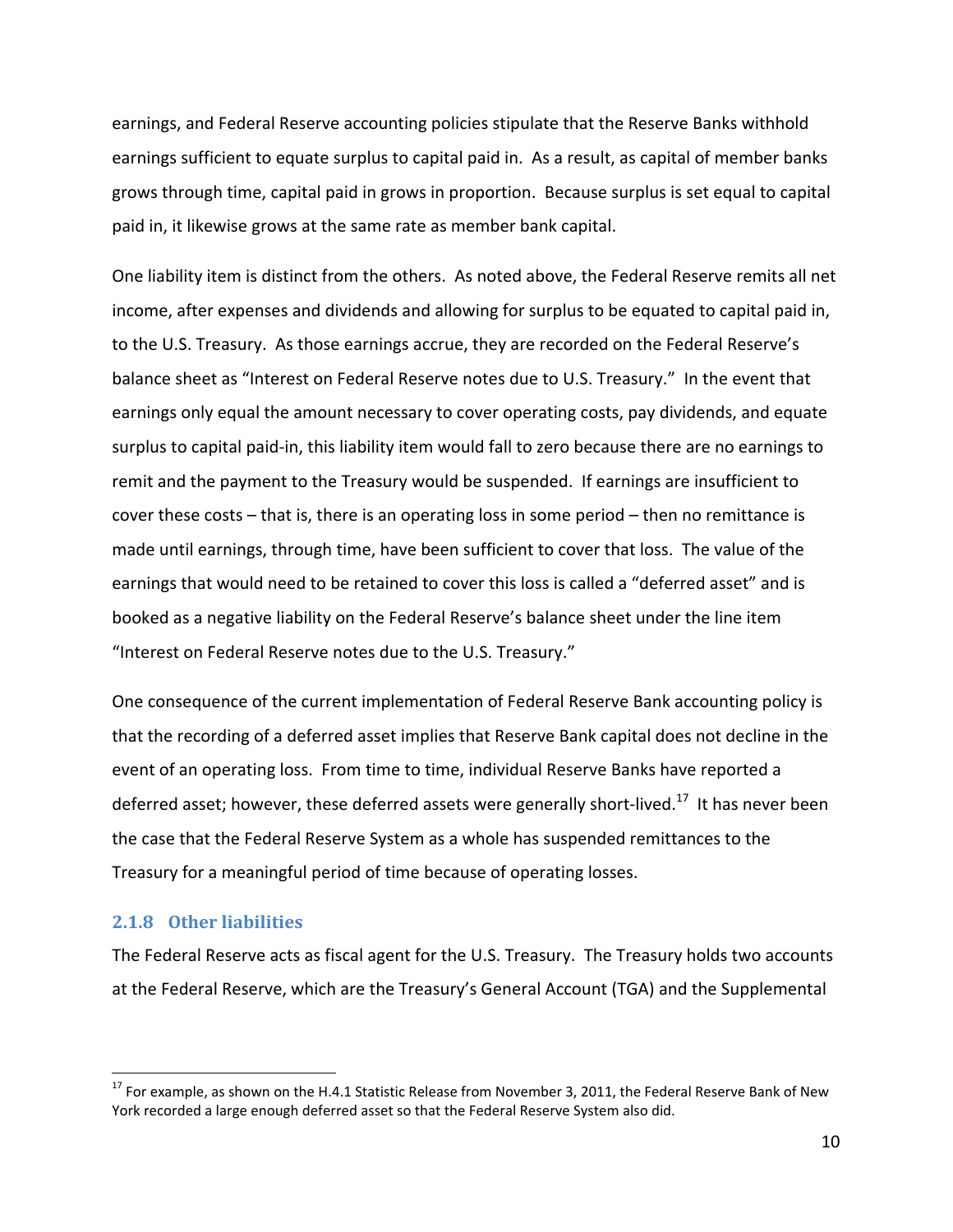earnings, and Federal Reserve accounting policies stipulate that the Reserve Banks withhold earnings sufficient to equate surplus to capital paid in. As a result, as capital of member banks grows through time, capital paid in grows in proportion. Because surplus is set equal to capital paid in, it likewise grows at the same rate as member bank capital.

One liability item is distinct from the others. As noted above, the Federal Reserve remits all net income, after expenses and dividends and allowing for surplus to be equated to capital paid in, to the U.S. Treasury. As those earnings accrue, they are recorded on the Federal Reserve's balance sheet as "Interest on Federal Reserve notes due to U.S. Treasury." In the event that earnings only equal the amount necessary to cover operating costs, pay dividends, and equate surplus to capital paid-in, this liability item would fall to zero because there are no earnings to remit and the payment to the Treasury would be suspended. If earnings are insufficient to cover these costs – that is, there is an operating loss in some period – then no remittance is made until earnings, through time, have been sufficient to cover that loss. The value of the earnings that would need to be retained to cover this loss is called a "deferred asset" and is booked as a negative liability on the Federal Reserve's balance sheet under the line item "Interest on Federal Reserve notes due to the U.S. Treasury."

One consequence of the current implementation of Federal Reserve Bank accounting policy is that the recording of a deferred asset implies that Reserve Bank capital does not decline in the event of an operating loss. From time to time, individual Reserve Banks have reported a deferred asset; however, these deferred assets were generally short-lived.[17] It has never been the case that the Federal Reserve System as a whole has suspended remittances to the Treasury for a meaningful period of time because of operating losses.

### 2.1.8 Other liabilities

The Federal Reserve acts as fiscal agent for the U.S. Treasury. The Treasury holds two accounts at the Federal Reserve, which are the Treasury's General Account (TGA) and the Supplemental

[17] For example, as shown on the H.4.1 Statistic Release from November 3, 2011, the Federal Reserve Bank of New York recorded a large enough deferred asset so that the Federal Reserve System also did.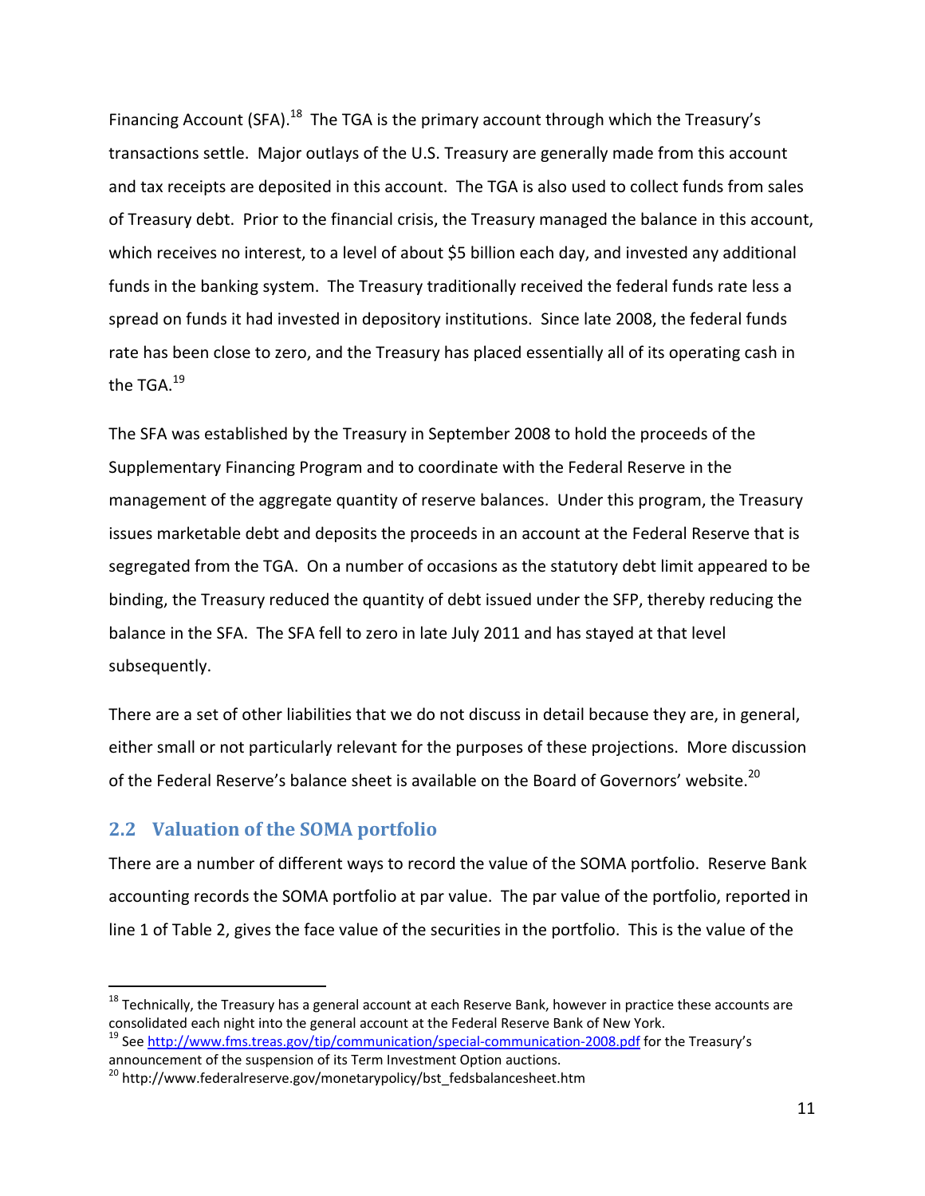Financing Account (SFA).[18] The TGA is the primary account through which the Treasury's transactions settle. Major outlays of the U.S. Treasury are generally made from this account and tax receipts are deposited in this account. The TGA is also used to collect funds from sales of Treasury debt. Prior to the financial crisis, the Treasury managed the balance in this account, which receives no interest, to a level of about $5 billion each day, and invested any additional funds in the banking system. The Treasury traditionally received the federal funds rate less a spread on funds it had invested in depository institutions. Since late 2008, the federal funds rate has been close to zero, and the Treasury has placed essentially all of its operating cash in the TGA.[19]

The SFA was established by the Treasury in September 2008 to hold the proceeds of the Supplementary Financing Program and to coordinate with the Federal Reserve in the management of the aggregate quantity of reserve balances. Under this program, the Treasury issues marketable debt and deposits the proceeds in an account at the Federal Reserve that is segregated from the TGA. On a number of occasions as the statutory debt limit appeared to be binding, the Treasury reduced the quantity of debt issued under the SFP, thereby reducing the balance in the SFA. The SFA fell to zero in late July 2011 and has stayed at that level subsequently.

There are a set of other liabilities that we do not discuss in detail because they are, in general, either small or not particularly relevant for the purposes of these projections. More discussion of the Federal Reserve's balance sheet is available on the Board of Governors' website.[20]

## 2.2 Valuation of the SOMA portfolio

There are a number of different ways to record the value of the SOMA portfolio. Reserve Bank accounting records the SOMA portfolio at par value. The par value of the portfolio, reported in line 1 of Table 2, gives the face value of the securities in the portfolio. This is the value of the

---

[18] Technically, the Treasury has a general account at each Reserve Bank, however in practice these accounts are consolidated each night into the general account at the Federal Reserve Bank of New York.

[19] See http://www.fms.treas.gov/tip/communication/special-communication-2008.pdf for the Treasury's announcement of the suspension of its Term Investment Option auctions.

[20] http://www.federalreserve.gov/monetarypolicy/bst_fedsbalancesheet.htm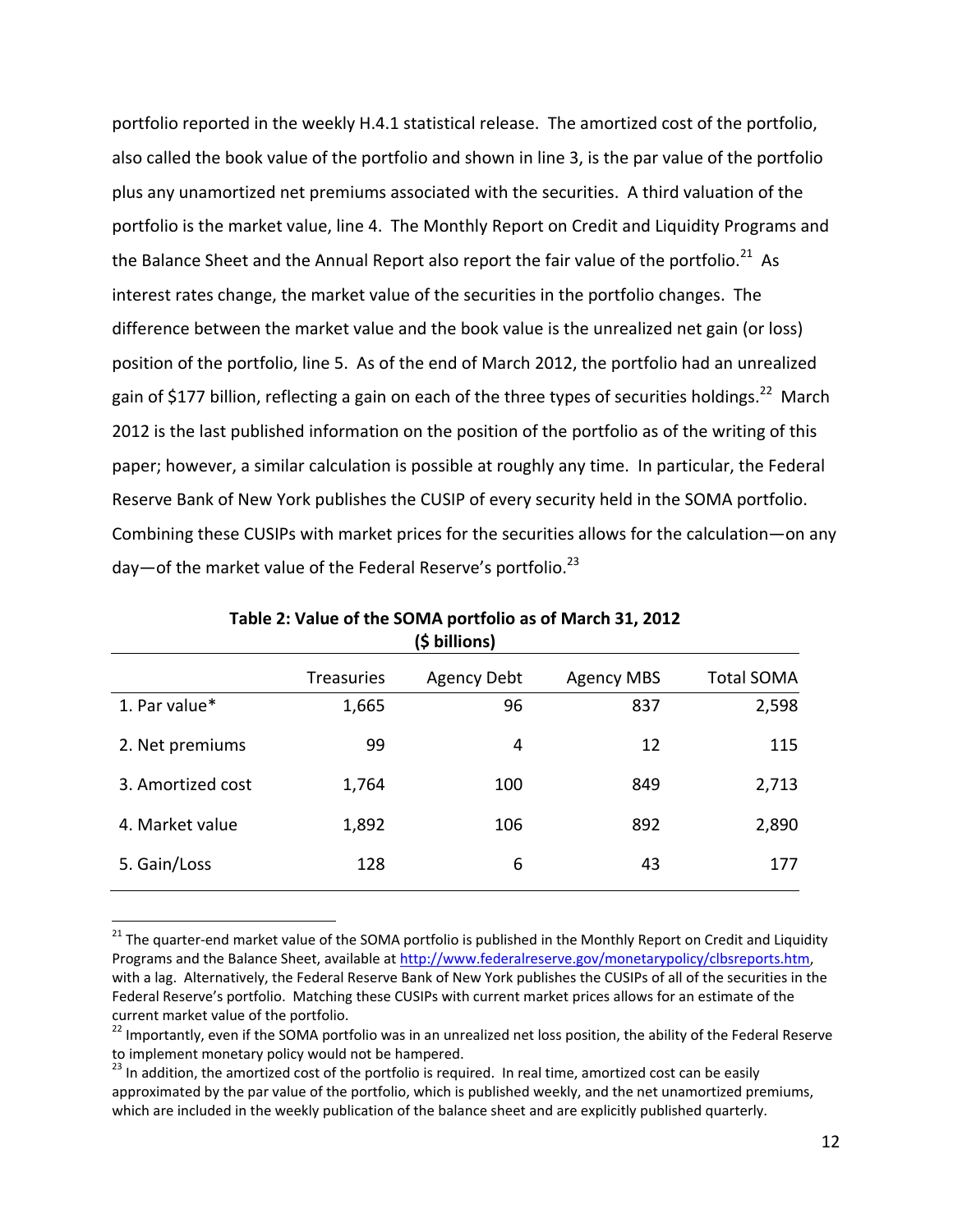portfolio reported in the weekly H.4.1 statistical release. The amortized cost of the portfolio, also called the book value of the portfolio and shown in line 3, is the par value of the portfolio plus any unamortized net premiums associated with the securities. A third valuation of the portfolio is the market value, line 4. The Monthly Report on Credit and Liquidity Programs and the Balance Sheet and the Annual Report also report the fair value of the portfolio.[21] As interest rates change, the market value of the securities in the portfolio changes. The difference between the market value and the book value is the unrealized net gain (or loss) position of the portfolio, line 5. As of the end of March 2012, the portfolio had an unrealized gain of $177 billion, reflecting a gain on each of the three types of securities holdings.[22] March 2012 is the last published information on the position of the portfolio as of the writing of this paper; however, a similar calculation is possible at roughly any time. In particular, the Federal Reserve Bank of New York publishes the CUSIP of every security held in the SOMA portfolio. Combining these CUSIPs with market prices for the securities allows for the calculation—on any day—of the market value of the Federal Reserve's portfolio.[23]

**Table 2: Value of the SOMA portfolio as of March 31, 2012**
**($ billions)**

| | Treasuries | Agency Debt | Agency MBS | Total SOMA |
|---|---|---|---|---|
| 1. Par value* | 1,665 | 96 | 837 | 2,598 |
| 2. Net premiums | 99 | 4 | 12 | 115 |
| 3. Amortized cost | 1,764 | 100 | 849 | 2,713 |
| 4. Market value | 1,892 | 106 | 892 | 2,890 |
| 5. Gain/Loss | 128 | 6 | 43 | 177 |

[21] The quarter-end market value of the SOMA portfolio is published in the Monthly Report on Credit and Liquidity Programs and the Balance Sheet, available at http://www.federalreserve.gov/monetarypolicy/clbsreports.htm, with a lag. Alternatively, the Federal Reserve Bank of New York publishes the CUSIPs of all of the securities in the Federal Reserve's portfolio. Matching these CUSIPs with current market prices allows for an estimate of the current market value of the portfolio.

[22] Importantly, even if the SOMA portfolio was in an unrealized net loss position, the ability of the Federal Reserve to implement monetary policy would not be hampered.

[23] In addition, the amortized cost of the portfolio is required. In real time, amortized cost can be easily approximated by the par value of the portfolio, which is published weekly, and the net unamortized premiums, which are included in the weekly publication of the balance sheet and are explicitly published quarterly.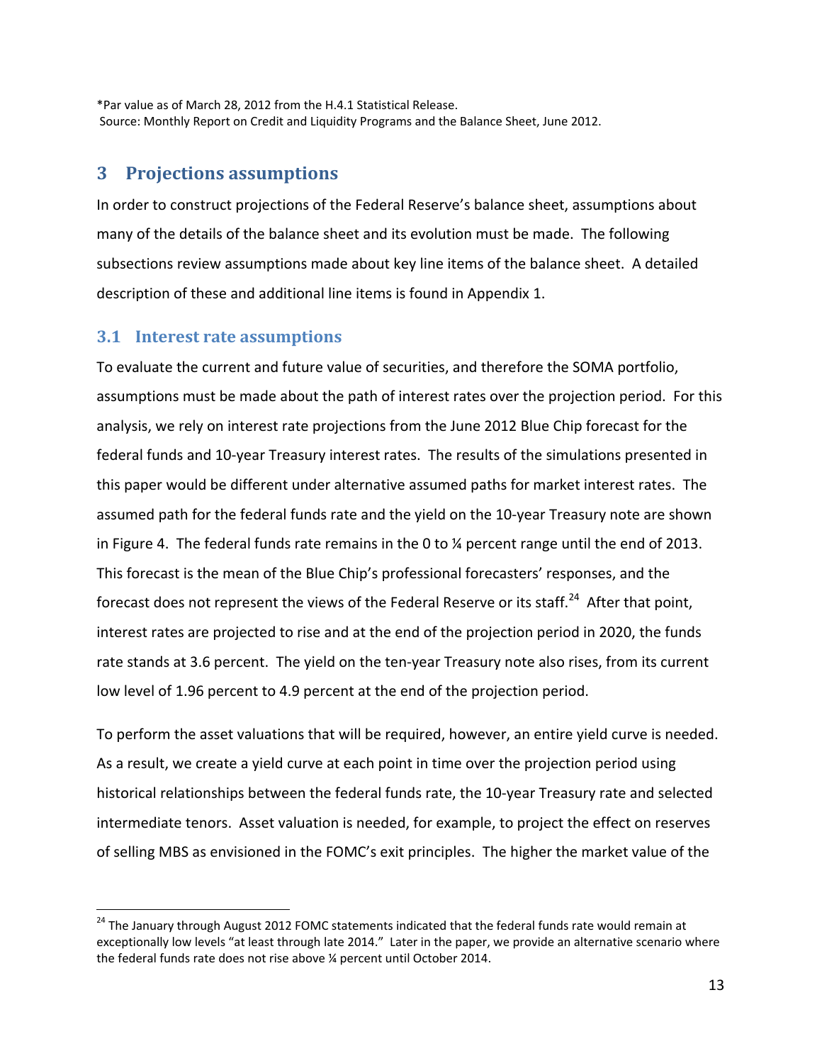*Par value as of March 28, 2012 from the H.4.1 Statistical Release.
Source: Monthly Report on Credit and Liquidity Programs and the Balance Sheet, June 2012.

## 3 Projections assumptions

In order to construct projections of the Federal Reserve's balance sheet, assumptions about many of the details of the balance sheet and its evolution must be made. The following subsections review assumptions made about key line items of the balance sheet. A detailed description of these and additional line items is found in Appendix 1.

### 3.1 Interest rate assumptions

To evaluate the current and future value of securities, and therefore the SOMA portfolio, assumptions must be made about the path of interest rates over the projection period. For this analysis, we rely on interest rate projections from the June 2012 Blue Chip forecast for the federal funds and 10-year Treasury interest rates. The results of the simulations presented in this paper would be different under alternative assumed paths for market interest rates. The assumed path for the federal funds rate and the yield on the 10-year Treasury note are shown in Figure 4. The federal funds rate remains in the 0 to ¼ percent range until the end of 2013. This forecast is the mean of the Blue Chip's professional forecasters' responses, and the forecast does not represent the views of the Federal Reserve or its staff.[24] After that point, interest rates are projected to rise and at the end of the projection period in 2020, the funds rate stands at 3.6 percent. The yield on the ten-year Treasury note also rises, from its current low level of 1.96 percent to 4.9 percent at the end of the projection period.

To perform the asset valuations that will be required, however, an entire yield curve is needed. As a result, we create a yield curve at each point in time over the projection period using historical relationships between the federal funds rate, the 10-year Treasury rate and selected intermediate tenors. Asset valuation is needed, for example, to project the effect on reserves of selling MBS as envisioned in the FOMC's exit principles. The higher the market value of the

[24] The January through August 2012 FOMC statements indicated that the federal funds rate would remain at exceptionally low levels "at least through late 2014." Later in the paper, we provide an alternative scenario where the federal funds rate does not rise above ¼ percent until October 2014.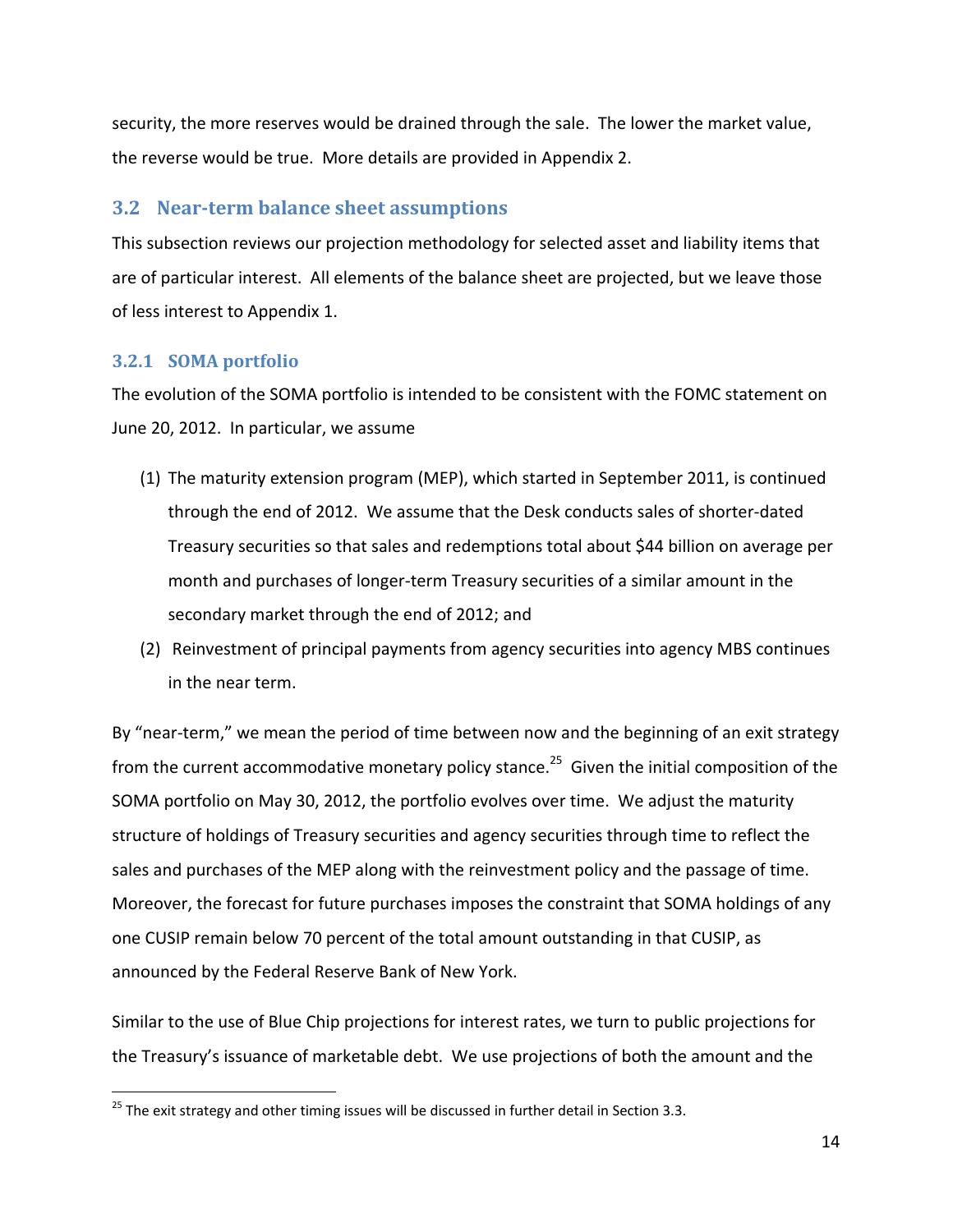security, the more reserves would be drained through the sale. The lower the market value, the reverse would be true. More details are provided in Appendix 2.

## 3.2 Near-term balance sheet assumptions

This subsection reviews our projection methodology for selected asset and liability items that are of particular interest. All elements of the balance sheet are projected, but we leave those of less interest to Appendix 1.

### 3.2.1 SOMA portfolio

The evolution of the SOMA portfolio is intended to be consistent with the FOMC statement on June 20, 2012. In particular, we assume

(1) The maturity extension program (MEP), which started in September 2011, is continued through the end of 2012. We assume that the Desk conducts sales of shorter-dated Treasury securities so that sales and redemptions total about $44 billion on average per month and purchases of longer-term Treasury securities of a similar amount in the secondary market through the end of 2012; and

(2) Reinvestment of principal payments from agency securities into agency MBS continues in the near term.

By "near-term," we mean the period of time between now and the beginning of an exit strategy from the current accommodative monetary policy stance.[25] Given the initial composition of the SOMA portfolio on May 30, 2012, the portfolio evolves over time. We adjust the maturity structure of holdings of Treasury securities and agency securities through time to reflect the sales and purchases of the MEP along with the reinvestment policy and the passage of time. Moreover, the forecast for future purchases imposes the constraint that SOMA holdings of any one CUSIP remain below 70 percent of the total amount outstanding in that CUSIP, as announced by the Federal Reserve Bank of New York.

Similar to the use of Blue Chip projections for interest rates, we turn to public projections for the Treasury's issuance of marketable debt. We use projections of both the amount and the

[25] The exit strategy and other timing issues will be discussed in further detail in Section 3.3.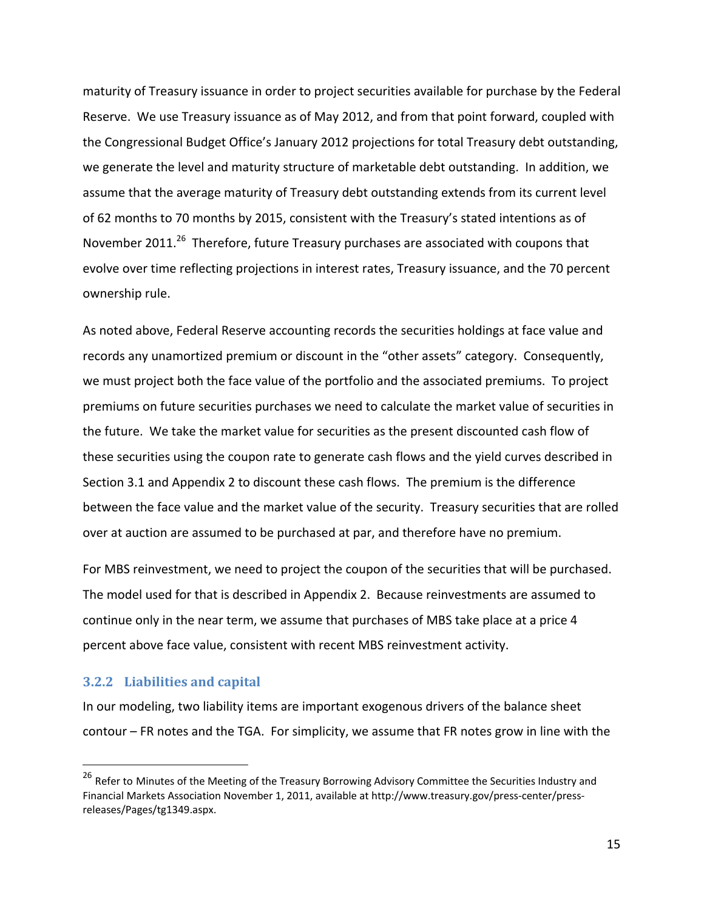maturity of Treasury issuance in order to project securities available for purchase by the Federal Reserve. We use Treasury issuance as of May 2012, and from that point forward, coupled with the Congressional Budget Office's January 2012 projections for total Treasury debt outstanding, we generate the level and maturity structure of marketable debt outstanding. In addition, we assume that the average maturity of Treasury debt outstanding extends from its current level of 62 months to 70 months by 2015, consistent with the Treasury's stated intentions as of November 2011.[26] Therefore, future Treasury purchases are associated with coupons that evolve over time reflecting projections in interest rates, Treasury issuance, and the 70 percent ownership rule.

As noted above, Federal Reserve accounting records the securities holdings at face value and records any unamortized premium or discount in the "other assets" category. Consequently, we must project both the face value of the portfolio and the associated premiums. To project premiums on future securities purchases we need to calculate the market value of securities in the future. We take the market value for securities as the present discounted cash flow of these securities using the coupon rate to generate cash flows and the yield curves described in Section 3.1 and Appendix 2 to discount these cash flows. The premium is the difference between the face value and the market value of the security. Treasury securities that are rolled over at auction are assumed to be purchased at par, and therefore have no premium.

For MBS reinvestment, we need to project the coupon of the securities that will be purchased. The model used for that is described in Appendix 2. Because reinvestments are assumed to continue only in the near term, we assume that purchases of MBS take place at a price 4 percent above face value, consistent with recent MBS reinvestment activity.

### 3.2.2 Liabilities and capital

In our modeling, two liability items are important exogenous drivers of the balance sheet contour – FR notes and the TGA. For simplicity, we assume that FR notes grow in line with the

---

[26] Refer to Minutes of the Meeting of the Treasury Borrowing Advisory Committee the Securities Industry and Financial Markets Association November 1, 2011, available at http://www.treasury.gov/press-center/press-releases/Pages/tg1349.aspx.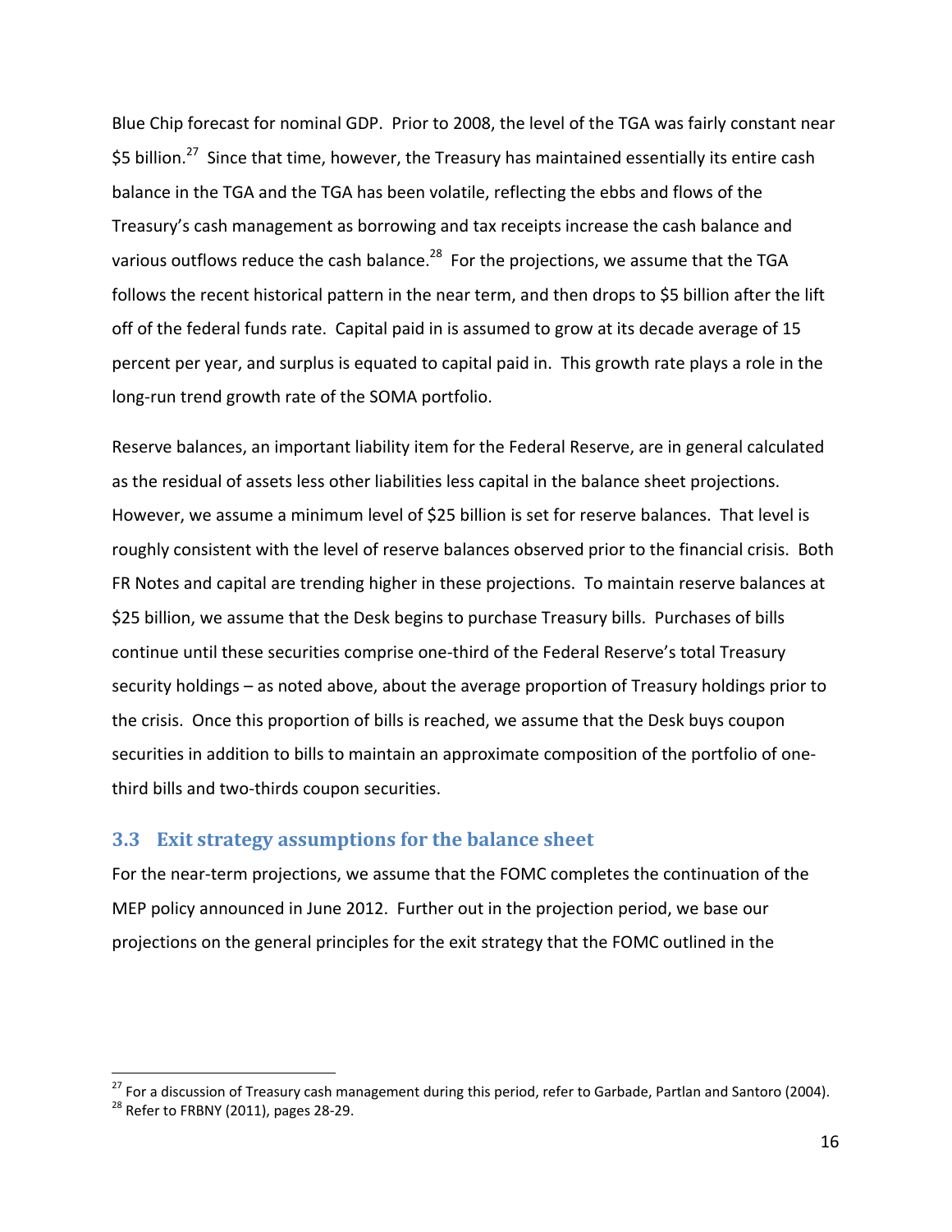Blue Chip forecast for nominal GDP. Prior to 2008, the level of the TGA was fairly constant near $5 billion.[27] Since that time, however, the Treasury has maintained essentially its entire cash balance in the TGA and the TGA has been volatile, reflecting the ebbs and flows of the Treasury's cash management as borrowing and tax receipts increase the cash balance and various outflows reduce the cash balance.[28] For the projections, we assume that the TGA follows the recent historical pattern in the near term, and then drops to $5 billion after the lift off of the federal funds rate. Capital paid in is assumed to grow at its decade average of 15 percent per year, and surplus is equated to capital paid in. This growth rate plays a role in the long-run trend growth rate of the SOMA portfolio.

Reserve balances, an important liability item for the Federal Reserve, are in general calculated as the residual of assets less other liabilities less capital in the balance sheet projections. However, we assume a minimum level of $25 billion is set for reserve balances. That level is roughly consistent with the level of reserve balances observed prior to the financial crisis. Both FR Notes and capital are trending higher in these projections. To maintain reserve balances at $25 billion, we assume that the Desk begins to purchase Treasury bills. Purchases of bills continue until these securities comprise one-third of the Federal Reserve's total Treasury security holdings – as noted above, about the average proportion of Treasury holdings prior to the crisis. Once this proportion of bills is reached, we assume that the Desk buys coupon securities in addition to bills to maintain an approximate composition of the portfolio of one-third bills and two-thirds coupon securities.

### 3.3 Exit strategy assumptions for the balance sheet

For the near-term projections, we assume that the FOMC completes the continuation of the MEP policy announced in June 2012. Further out in the projection period, we base our projections on the general principles for the exit strategy that the FOMC outlined in the

[27] For a discussion of Treasury cash management during this period, refer to Garbade, Partlan and Santoro (2004).

[28] Refer to FRBNY (2011), pages 28-29.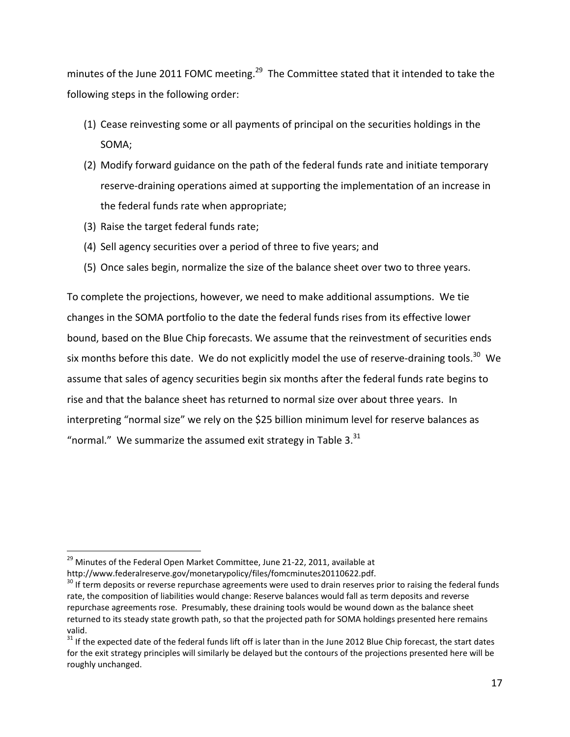minutes of the June 2011 FOMC meeting.[29] The Committee stated that it intended to take the following steps in the following order:

(1) Cease reinvesting some or all payments of principal on the securities holdings in the SOMA;
(2) Modify forward guidance on the path of the federal funds rate and initiate temporary reserve-draining operations aimed at supporting the implementation of an increase in the federal funds rate when appropriate;
(3) Raise the target federal funds rate;
(4) Sell agency securities over a period of three to five years; and
(5) Once sales begin, normalize the size of the balance sheet over two to three years.

To complete the projections, however, we need to make additional assumptions. We tie changes in the SOMA portfolio to the date the federal funds rises from its effective lower bound, based on the Blue Chip forecasts. We assume that the reinvestment of securities ends six months before this date. We do not explicitly model the use of reserve-draining tools.[30] We assume that sales of agency securities begin six months after the federal funds rate begins to rise and that the balance sheet has returned to normal size over about three years. In interpreting "normal size" we rely on the $25 billion minimum level for reserve balances as "normal." We summarize the assumed exit strategy in Table 3.[31]

---

[29] Minutes of the Federal Open Market Committee, June 21-22, 2011, available at http://www.federalreserve.gov/monetarypolicy/files/fomcminutes20110622.pdf.

[30] If term deposits or reverse repurchase agreements were used to drain reserves prior to raising the federal funds rate, the composition of liabilities would change: Reserve balances would fall as term deposits and reverse repurchase agreements rose. Presumably, these draining tools would be wound down as the balance sheet returned to its steady state growth path, so that the projected path for SOMA holdings presented here remains valid.

[31] If the expected date of the federal funds lift off is later than in the June 2012 Blue Chip forecast, the start dates for the exit strategy principles will similarly be delayed but the contours of the projections presented here will be roughly unchanged.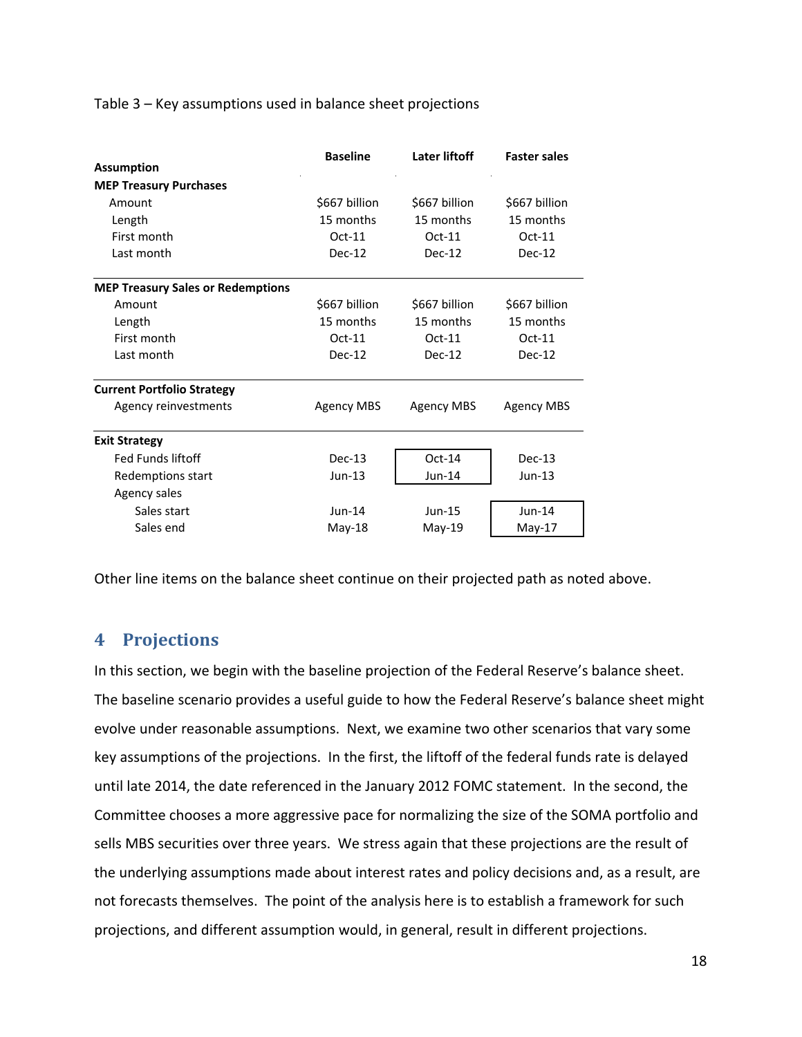Table 3 – Key assumptions used in balance sheet projections

| Assumption | Baseline | Later liftoff | Faster sales |
|---|---|---|---|
| **MEP Treasury Purchases** | | | |
| Amount | $667 billion | $667 billion | $667 billion |
| Length | 15 months | 15 months | 15 months |
| First month | Oct-11 | Oct-11 | Oct-11 |
| Last month | Dec-12 | Dec-12 | Dec-12 |
| **MEP Treasury Sales or Redemptions** | | | |
| Amount | $667 billion | $667 billion | $667 billion |
| Length | 15 months | 15 months | 15 months |
| First month | Oct-11 | Oct-11 | Oct-11 |
| Last month | Dec-12 | Dec-12 | Dec-12 |
| **Current Portfolio Strategy** | | | |
| Agency reinvestments | Agency MBS | Agency MBS | Agency MBS |
| **Exit Strategy** | | | |
| Fed Funds liftoff | Dec-13 | Oct-14 | Dec-13 |
| Redemptions start | Jun-13 | Jun-14 | Jun-13 |
| Agency sales | | | |
| Sales start | Jun-14 | Jun-15 | Jun-14 |
| Sales end | May-18 | May-19 | May-17 |

Other line items on the balance sheet continue on their projected path as noted above.

## 4 Projections

In this section, we begin with the baseline projection of the Federal Reserve's balance sheet. The baseline scenario provides a useful guide to how the Federal Reserve's balance sheet might evolve under reasonable assumptions. Next, we examine two other scenarios that vary some key assumptions of the projections. In the first, the liftoff of the federal funds rate is delayed until late 2014, the date referenced in the January 2012 FOMC statement. In the second, the Committee chooses a more aggressive pace for normalizing the size of the SOMA portfolio and sells MBS securities over three years. We stress again that these projections are the result of the underlying assumptions made about interest rates and policy decisions and, as a result, are not forecasts themselves. The point of the analysis here is to establish a framework for such projections, and different assumption would, in general, result in different projections.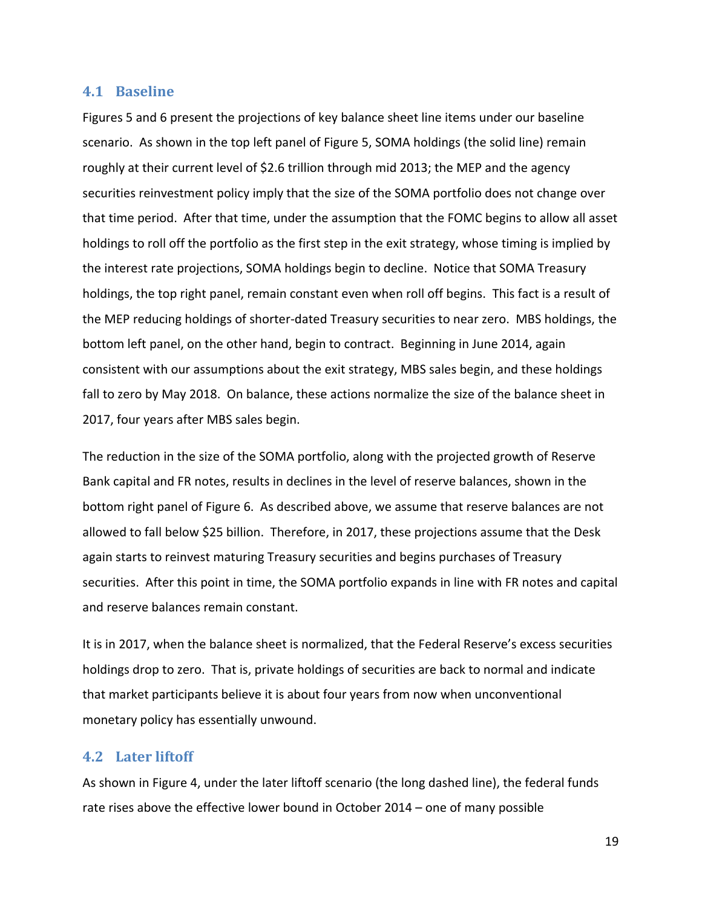## 4.1 Baseline

Figures 5 and 6 present the projections of key balance sheet line items under our baseline scenario. As shown in the top left panel of Figure 5, SOMA holdings (the solid line) remain roughly at their current level of $2.6 trillion through mid 2013; the MEP and the agency securities reinvestment policy imply that the size of the SOMA portfolio does not change over that time period. After that time, under the assumption that the FOMC begins to allow all asset holdings to roll off the portfolio as the first step in the exit strategy, whose timing is implied by the interest rate projections, SOMA holdings begin to decline. Notice that SOMA Treasury holdings, the top right panel, remain constant even when roll off begins. This fact is a result of the MEP reducing holdings of shorter-dated Treasury securities to near zero. MBS holdings, the bottom left panel, on the other hand, begin to contract. Beginning in June 2014, again consistent with our assumptions about the exit strategy, MBS sales begin, and these holdings fall to zero by May 2018. On balance, these actions normalize the size of the balance sheet in 2017, four years after MBS sales begin.

The reduction in the size of the SOMA portfolio, along with the projected growth of Reserve Bank capital and FR notes, results in declines in the level of reserve balances, shown in the bottom right panel of Figure 6. As described above, we assume that reserve balances are not allowed to fall below $25 billion. Therefore, in 2017, these projections assume that the Desk again starts to reinvest maturing Treasury securities and begins purchases of Treasury securities. After this point in time, the SOMA portfolio expands in line with FR notes and capital and reserve balances remain constant.

It is in 2017, when the balance sheet is normalized, that the Federal Reserve's excess securities holdings drop to zero. That is, private holdings of securities are back to normal and indicate that market participants believe it is about four years from now when unconventional monetary policy has essentially unwound.

## 4.2 Later liftoff

As shown in Figure 4, under the later liftoff scenario (the long dashed line), the federal funds rate rises above the effective lower bound in October 2014 – one of many possible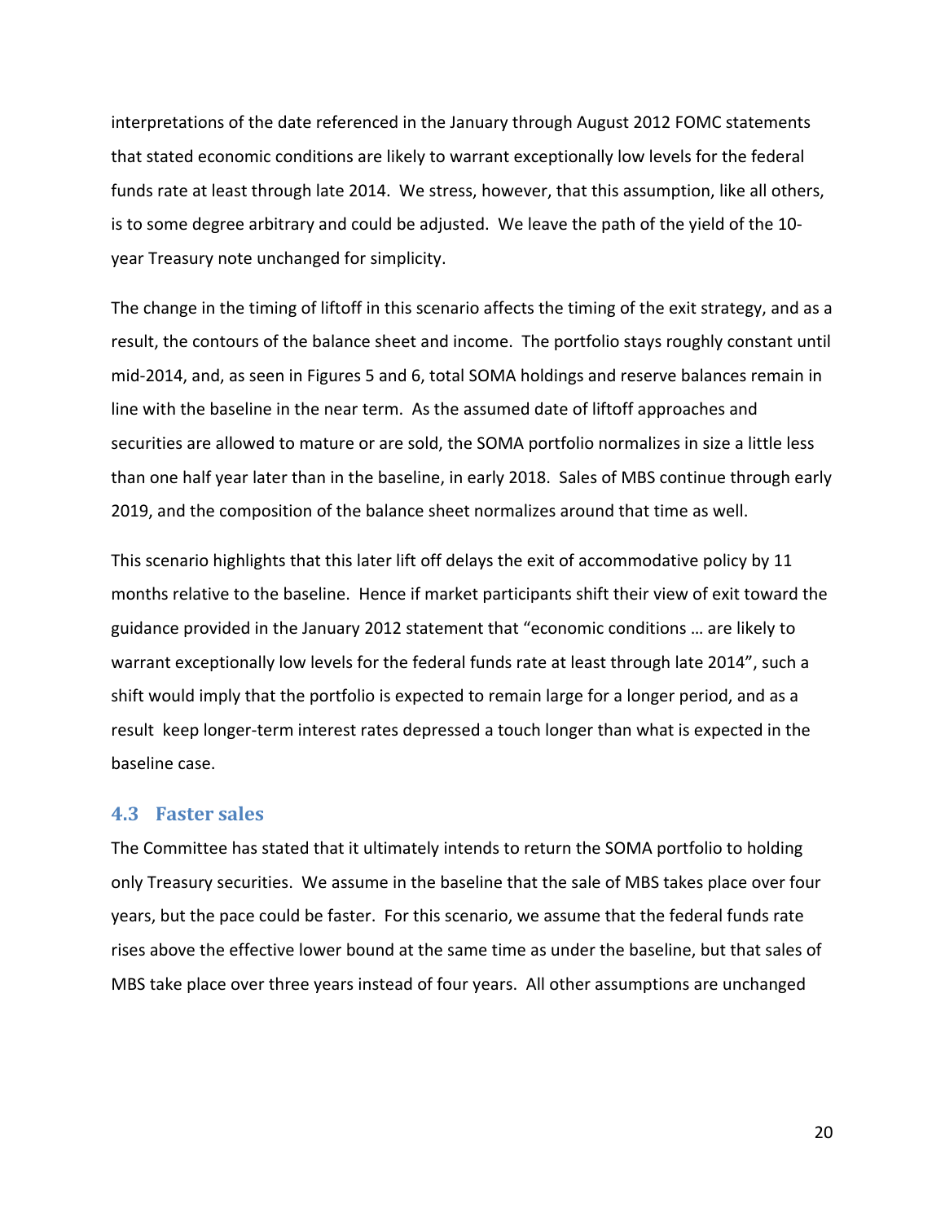interpretations of the date referenced in the January through August 2012 FOMC statements that stated economic conditions are likely to warrant exceptionally low levels for the federal funds rate at least through late 2014. We stress, however, that this assumption, like all others, is to some degree arbitrary and could be adjusted. We leave the path of the yield of the 10-year Treasury note unchanged for simplicity.

The change in the timing of liftoff in this scenario affects the timing of the exit strategy, and as a result, the contours of the balance sheet and income. The portfolio stays roughly constant until mid-2014, and, as seen in Figures 5 and 6, total SOMA holdings and reserve balances remain in line with the baseline in the near term. As the assumed date of liftoff approaches and securities are allowed to mature or are sold, the SOMA portfolio normalizes in size a little less than one half year later than in the baseline, in early 2018. Sales of MBS continue through early 2019, and the composition of the balance sheet normalizes around that time as well.

This scenario highlights that this later lift off delays the exit of accommodative policy by 11 months relative to the baseline. Hence if market participants shift their view of exit toward the guidance provided in the January 2012 statement that "economic conditions … are likely to warrant exceptionally low levels for the federal funds rate at least through late 2014", such a shift would imply that the portfolio is expected to remain large for a longer period, and as a result keep longer-term interest rates depressed a touch longer than what is expected in the baseline case.

### 4.3 Faster sales

The Committee has stated that it ultimately intends to return the SOMA portfolio to holding only Treasury securities. We assume in the baseline that the sale of MBS takes place over four years, but the pace could be faster. For this scenario, we assume that the federal funds rate rises above the effective lower bound at the same time as under the baseline, but that sales of MBS take place over three years instead of four years. All other assumptions are unchanged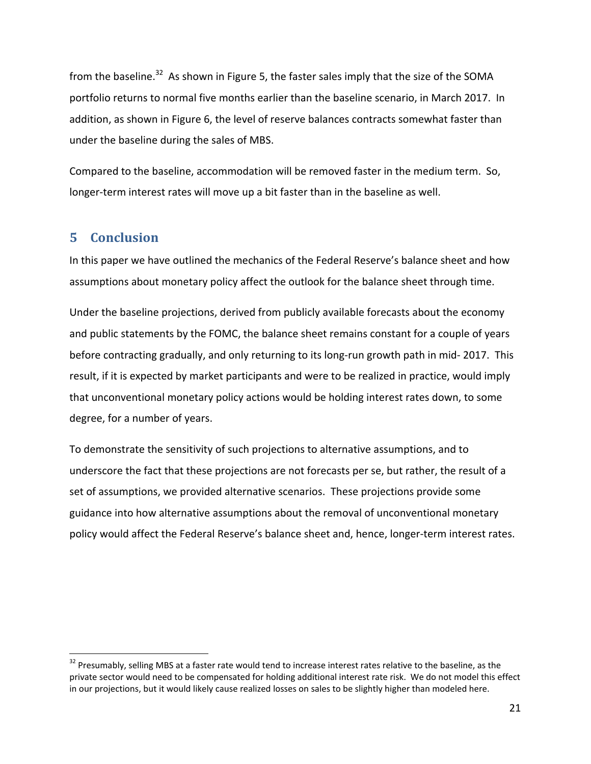from the baseline.[32] As shown in Figure 5, the faster sales imply that the size of the SOMA portfolio returns to normal five months earlier than the baseline scenario, in March 2017. In addition, as shown in Figure 6, the level of reserve balances contracts somewhat faster than under the baseline during the sales of MBS.

Compared to the baseline, accommodation will be removed faster in the medium term. So, longer-term interest rates will move up a bit faster than in the baseline as well.

## 5 Conclusion

In this paper we have outlined the mechanics of the Federal Reserve's balance sheet and how assumptions about monetary policy affect the outlook for the balance sheet through time.

Under the baseline projections, derived from publicly available forecasts about the economy and public statements by the FOMC, the balance sheet remains constant for a couple of years before contracting gradually, and only returning to its long-run growth path in mid- 2017. This result, if it is expected by market participants and were to be realized in practice, would imply that unconventional monetary policy actions would be holding interest rates down, to some degree, for a number of years.

To demonstrate the sensitivity of such projections to alternative assumptions, and to underscore the fact that these projections are not forecasts per se, but rather, the result of a set of assumptions, we provided alternative scenarios. These projections provide some guidance into how alternative assumptions about the removal of unconventional monetary policy would affect the Federal Reserve's balance sheet and, hence, longer-term interest rates.

[32] Presumably, selling MBS at a faster rate would tend to increase interest rates relative to the baseline, as the private sector would need to be compensated for holding additional interest rate risk. We do not model this effect in our projections, but it would likely cause realized losses on sales to be slightly higher than modeled here.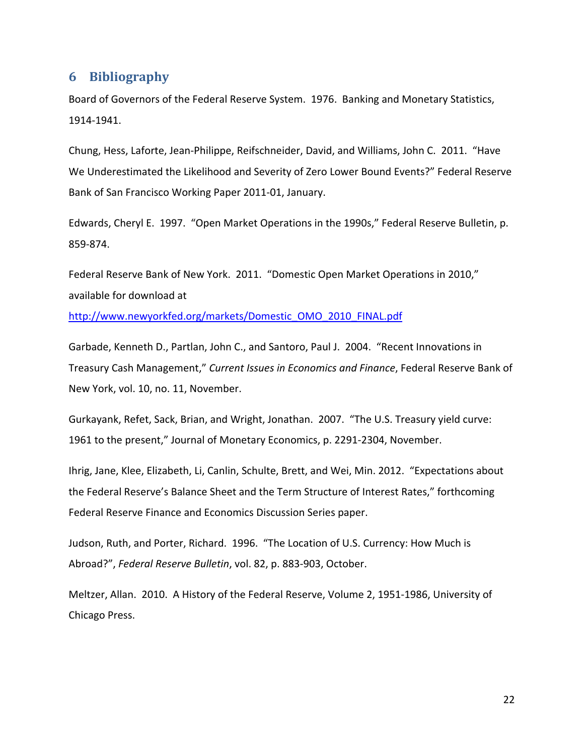## 6 Bibliography

Board of Governors of the Federal Reserve System. 1976. Banking and Monetary Statistics, 1914-1941.

Chung, Hess, Laforte, Jean-Philippe, Reifschneider, David, and Williams, John C. 2011. "Have We Underestimated the Likelihood and Severity of Zero Lower Bound Events?" Federal Reserve Bank of San Francisco Working Paper 2011-01, January.

Edwards, Cheryl E. 1997. "Open Market Operations in the 1990s," Federal Reserve Bulletin, p. 859-874.

Federal Reserve Bank of New York. 2011. "Domestic Open Market Operations in 2010," available for download at [http://www.newyorkfed.org/markets/Domestic_OMO_2010_FINAL.pdf](http://www.newyorkfed.org/markets/Domestic_OMO_2010_FINAL.pdf)

Garbade, Kenneth D., Partlan, John C., and Santoro, Paul J. 2004. "Recent Innovations in Treasury Cash Management," *Current Issues in Economics and Finance*, Federal Reserve Bank of New York, vol. 10, no. 11, November.

Gurkayank, Refet, Sack, Brian, and Wright, Jonathan. 2007. "The U.S. Treasury yield curve: 1961 to the present," Journal of Monetary Economics, p. 2291-2304, November.

Ihrig, Jane, Klee, Elizabeth, Li, Canlin, Schulte, Brett, and Wei, Min. 2012. "Expectations about the Federal Reserve's Balance Sheet and the Term Structure of Interest Rates," forthcoming Federal Reserve Finance and Economics Discussion Series paper.

Judson, Ruth, and Porter, Richard. 1996. "The Location of U.S. Currency: How Much is Abroad?", *Federal Reserve Bulletin*, vol. 82, p. 883-903, October.

Meltzer, Allan. 2010. A History of the Federal Reserve, Volume 2, 1951-1986, University of Chicago Press.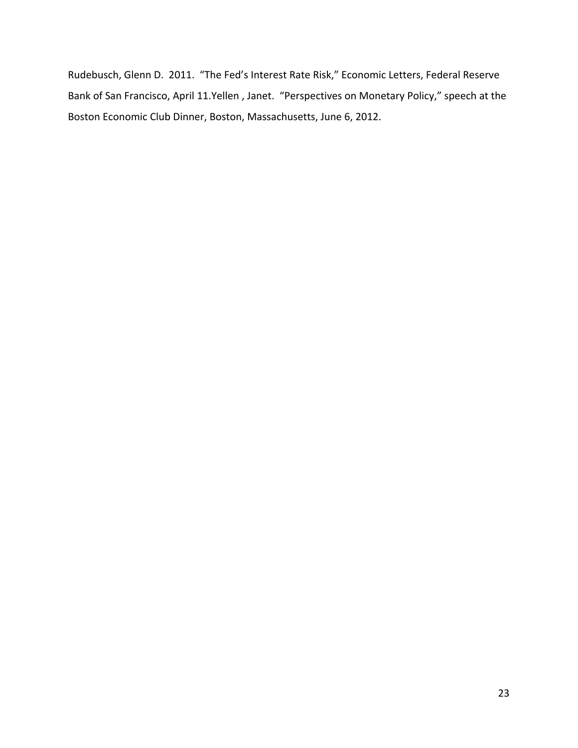Rudebusch, Glenn D. 2011. "The Fed's Interest Rate Risk," Economic Letters, Federal Reserve Bank of San Francisco, April 11.Yellen , Janet. "Perspectives on Monetary Policy," speech at the Boston Economic Club Dinner, Boston, Massachusetts, June 6, 2012.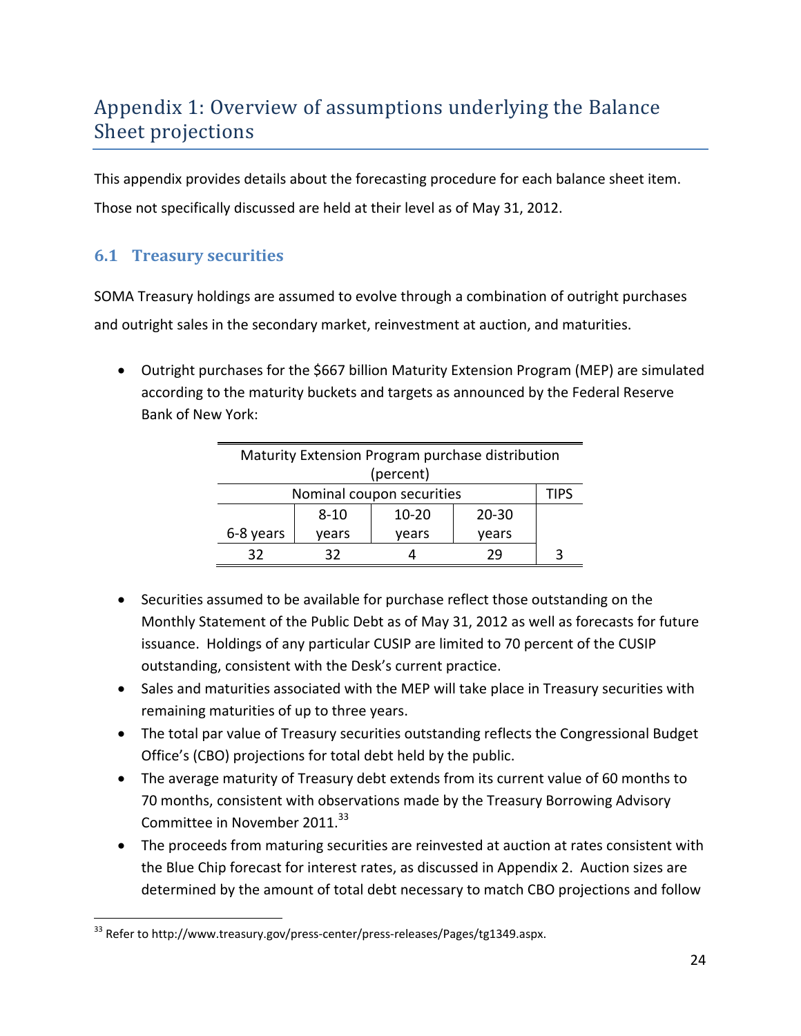# Appendix 1: Overview of assumptions underlying the Balance Sheet projections

This appendix provides details about the forecasting procedure for each balance sheet item. Those not specifically discussed are held at their level as of May 31, 2012.

## 6.1 Treasury securities

SOMA Treasury holdings are assumed to evolve through a combination of outright purchases and outright sales in the secondary market, reinvestment at auction, and maturities.

- Outright purchases for the $667 billion Maturity Extension Program (MEP) are simulated according to the maturity buckets and targets as announced by the Federal Reserve Bank of New York:

| Maturity Extension Program purchase distribution (percent) | | | | |
|---|---|---|---|---|
| Nominal coupon securities | | | | TIPS |
| 6-8 years | 8-10 years | 10-20 years | 20-30 years | |
| 32 | 32 | 4 | 29 | 3 |

- Securities assumed to be available for purchase reflect those outstanding on the Monthly Statement of the Public Debt as of May 31, 2012 as well as forecasts for future issuance. Holdings of any particular CUSIP are limited to 70 percent of the CUSIP outstanding, consistent with the Desk's current practice.
- Sales and maturities associated with the MEP will take place in Treasury securities with remaining maturities of up to three years.
- The total par value of Treasury securities outstanding reflects the Congressional Budget Office's (CBO) projections for total debt held by the public.
- The average maturity of Treasury debt extends from its current value of 60 months to 70 months, consistent with observations made by the Treasury Borrowing Advisory Committee in November 2011.[33]
- The proceeds from maturing securities are reinvested at auction at rates consistent with the Blue Chip forecast for interest rates, as discussed in Appendix 2. Auction sizes are determined by the amount of total debt necessary to match CBO projections and follow

[33] Refer to http://www.treasury.gov/press-center/press-releases/Pages/tg1349.aspx.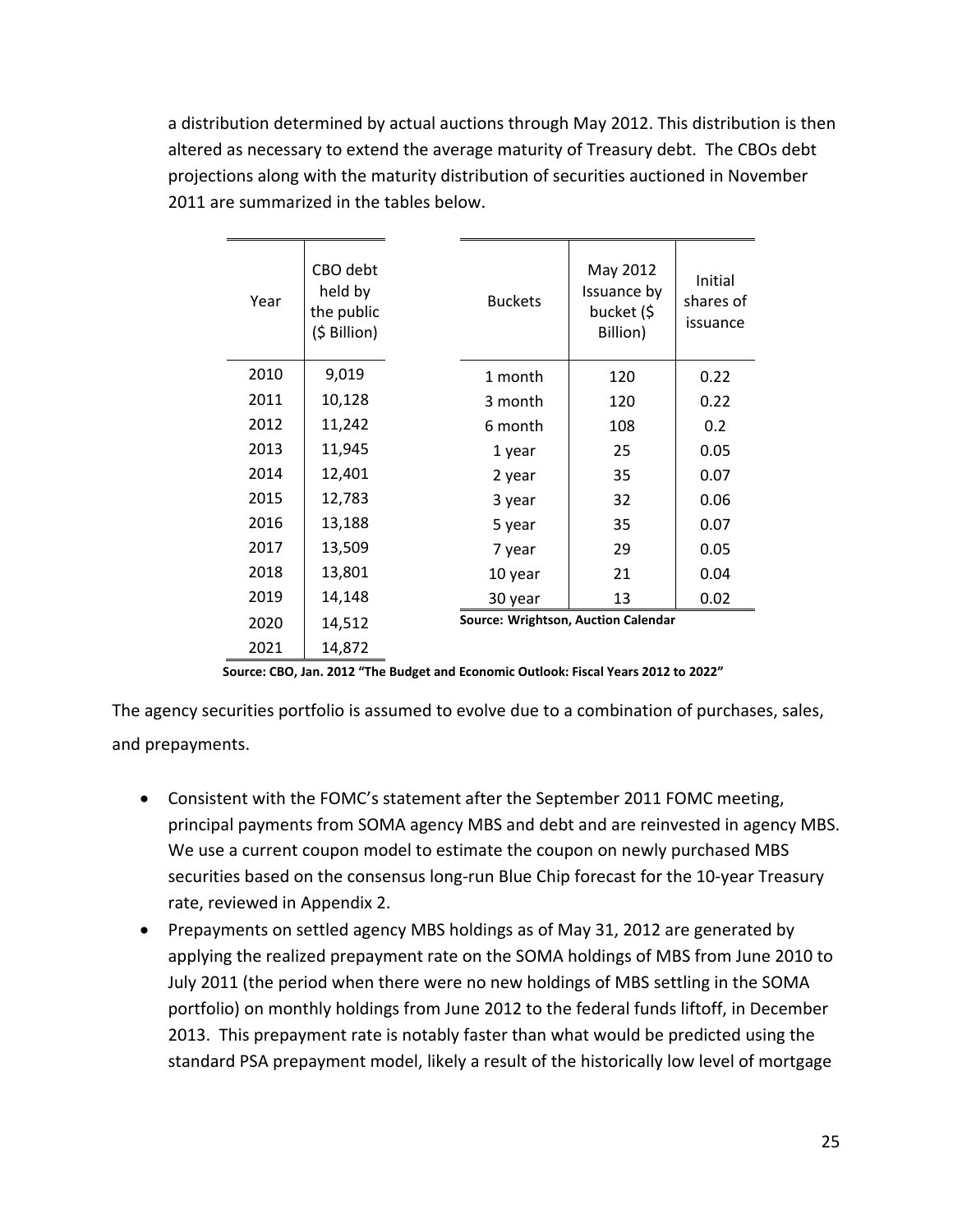a distribution determined by actual auctions through May 2012. This distribution is then altered as necessary to extend the average maturity of Treasury debt. The CBOs debt projections along with the maturity distribution of securities auctioned in November 2011 are summarized in the tables below.

| Year | CBO debt held by the public ($ Billion) |
|---|---|
| 2010 | 9,019 |
| 2011 | 10,128 |
| 2012 | 11,242 |
| 2013 | 11,945 |
| 2014 | 12,401 |
| 2015 | 12,783 |
| 2016 | 13,188 |
| 2017 | 13,509 |
| 2018 | 13,801 |
| 2019 | 14,148 |
| 2020 | 14,512 |
| 2021 | 14,872 |

**Source: CBO, Jan. 2012 "The Budget and Economic Outlook: Fiscal Years 2012 to 2022"**

| Buckets | May 2012 Issuance by bucket ($ Billion) | Initial shares of issuance |
|---|---|---|
| 1 month | 120 | 0.22 |
| 3 month | 120 | 0.22 |
| 6 month | 108 | 0.2 |
| 1 year | 25 | 0.05 |
| 2 year | 35 | 0.07 |
| 3 year | 32 | 0.06 |
| 5 year | 35 | 0.07 |
| 7 year | 29 | 0.05 |
| 10 year | 21 | 0.04 |
| 30 year | 13 | 0.02 |

**Source: Wrightson, Auction Calendar**

The agency securities portfolio is assumed to evolve due to a combination of purchases, sales, and prepayments.

- Consistent with the FOMC's statement after the September 2011 FOMC meeting, principal payments from SOMA agency MBS and debt and are reinvested in agency MBS. We use a current coupon model to estimate the coupon on newly purchased MBS securities based on the consensus long-run Blue Chip forecast for the 10-year Treasury rate, reviewed in Appendix 2.
- Prepayments on settled agency MBS holdings as of May 31, 2012 are generated by applying the realized prepayment rate on the SOMA holdings of MBS from June 2010 to July 2011 (the period when there were no new holdings of MBS settling in the SOMA portfolio) on monthly holdings from June 2012 to the federal funds liftoff, in December 2013. This prepayment rate is notably faster than what would be predicted using the standard PSA prepayment model, likely a result of the historically low level of mortgage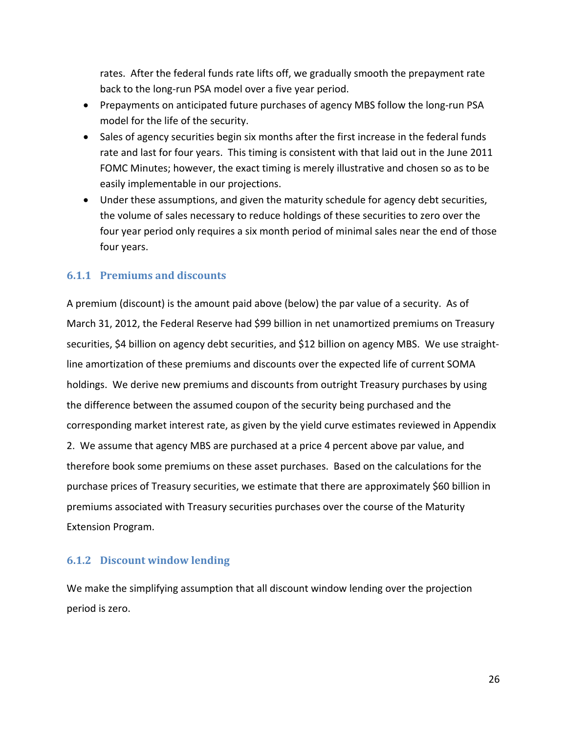rates. After the federal funds rate lifts off, we gradually smooth the prepayment rate back to the long-run PSA model over a five year period.

- Prepayments on anticipated future purchases of agency MBS follow the long-run PSA model for the life of the security.
- Sales of agency securities begin six months after the first increase in the federal funds rate and last for four years. This timing is consistent with that laid out in the June 2011 FOMC Minutes; however, the exact timing is merely illustrative and chosen so as to be easily implementable in our projections.
- Under these assumptions, and given the maturity schedule for agency debt securities, the volume of sales necessary to reduce holdings of these securities to zero over the four year period only requires a six month period of minimal sales near the end of those four years.

### 6.1.1 Premiums and discounts

A premium (discount) is the amount paid above (below) the par value of a security. As of March 31, 2012, the Federal Reserve had $99 billion in net unamortized premiums on Treasury securities, $4 billion on agency debt securities, and $12 billion on agency MBS. We use straight-line amortization of these premiums and discounts over the expected life of current SOMA holdings. We derive new premiums and discounts from outright Treasury purchases by using the difference between the assumed coupon of the security being purchased and the corresponding market interest rate, as given by the yield curve estimates reviewed in Appendix 2. We assume that agency MBS are purchased at a price 4 percent above par value, and therefore book some premiums on these asset purchases. Based on the calculations for the purchase prices of Treasury securities, we estimate that there are approximately $60 billion in premiums associated with Treasury securities purchases over the course of the Maturity Extension Program.

### 6.1.2 Discount window lending

We make the simplifying assumption that all discount window lending over the projection period is zero.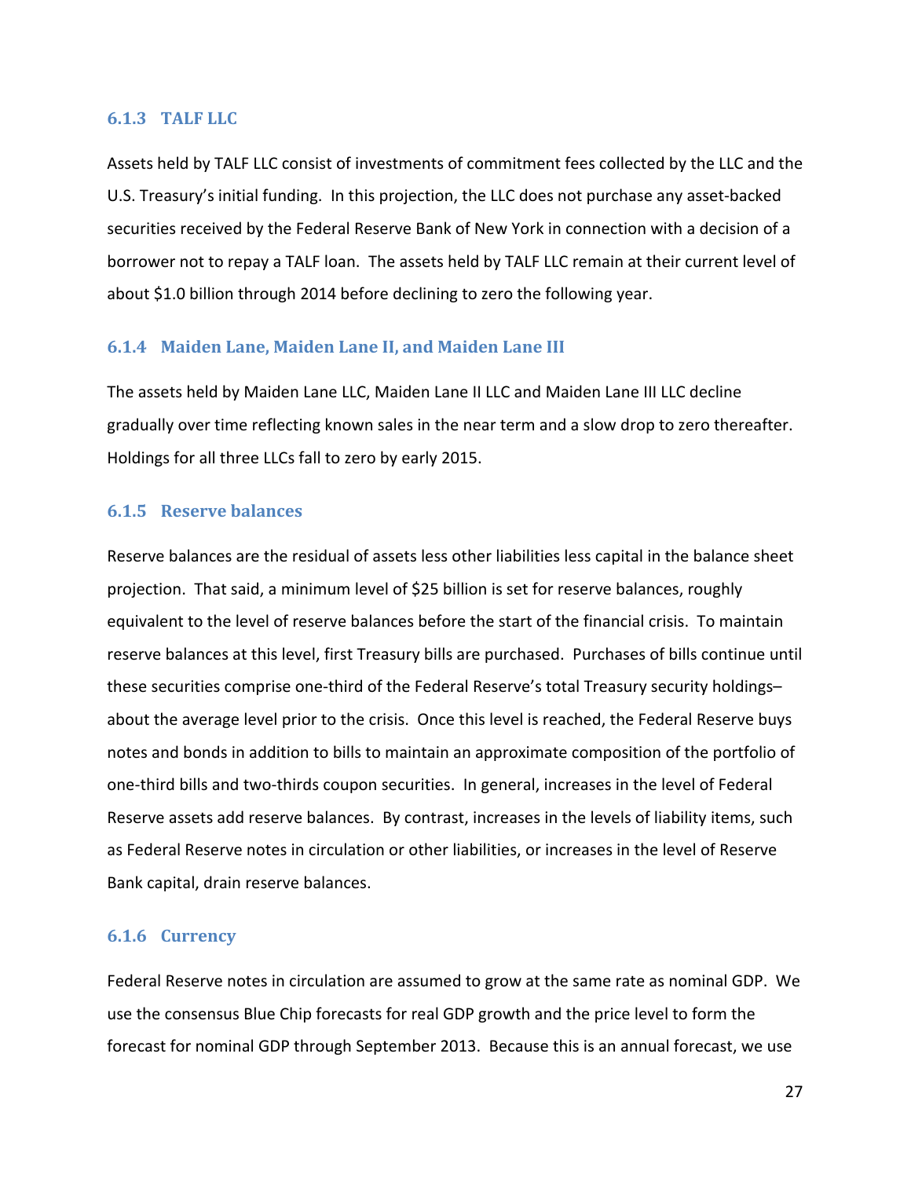### 6.1.3 TALF LLC

Assets held by TALF LLC consist of investments of commitment fees collected by the LLC and the U.S. Treasury's initial funding. In this projection, the LLC does not purchase any asset-backed securities received by the Federal Reserve Bank of New York in connection with a decision of a borrower not to repay a TALF loan. The assets held by TALF LLC remain at their current level of about $1.0 billion through 2014 before declining to zero the following year.

### 6.1.4 Maiden Lane, Maiden Lane II, and Maiden Lane III

The assets held by Maiden Lane LLC, Maiden Lane II LLC and Maiden Lane III LLC decline gradually over time reflecting known sales in the near term and a slow drop to zero thereafter. Holdings for all three LLCs fall to zero by early 2015.

### 6.1.5 Reserve balances

Reserve balances are the residual of assets less other liabilities less capital in the balance sheet projection. That said, a minimum level of $25 billion is set for reserve balances, roughly equivalent to the level of reserve balances before the start of the financial crisis. To maintain reserve balances at this level, first Treasury bills are purchased. Purchases of bills continue until these securities comprise one-third of the Federal Reserve's total Treasury security holdings– about the average level prior to the crisis. Once this level is reached, the Federal Reserve buys notes and bonds in addition to bills to maintain an approximate composition of the portfolio of one-third bills and two-thirds coupon securities. In general, increases in the level of Federal Reserve assets add reserve balances. By contrast, increases in the levels of liability items, such as Federal Reserve notes in circulation or other liabilities, or increases in the level of Reserve Bank capital, drain reserve balances.

### 6.1.6 Currency

Federal Reserve notes in circulation are assumed to grow at the same rate as nominal GDP. We use the consensus Blue Chip forecasts for real GDP growth and the price level to form the forecast for nominal GDP through September 2013. Because this is an annual forecast, we use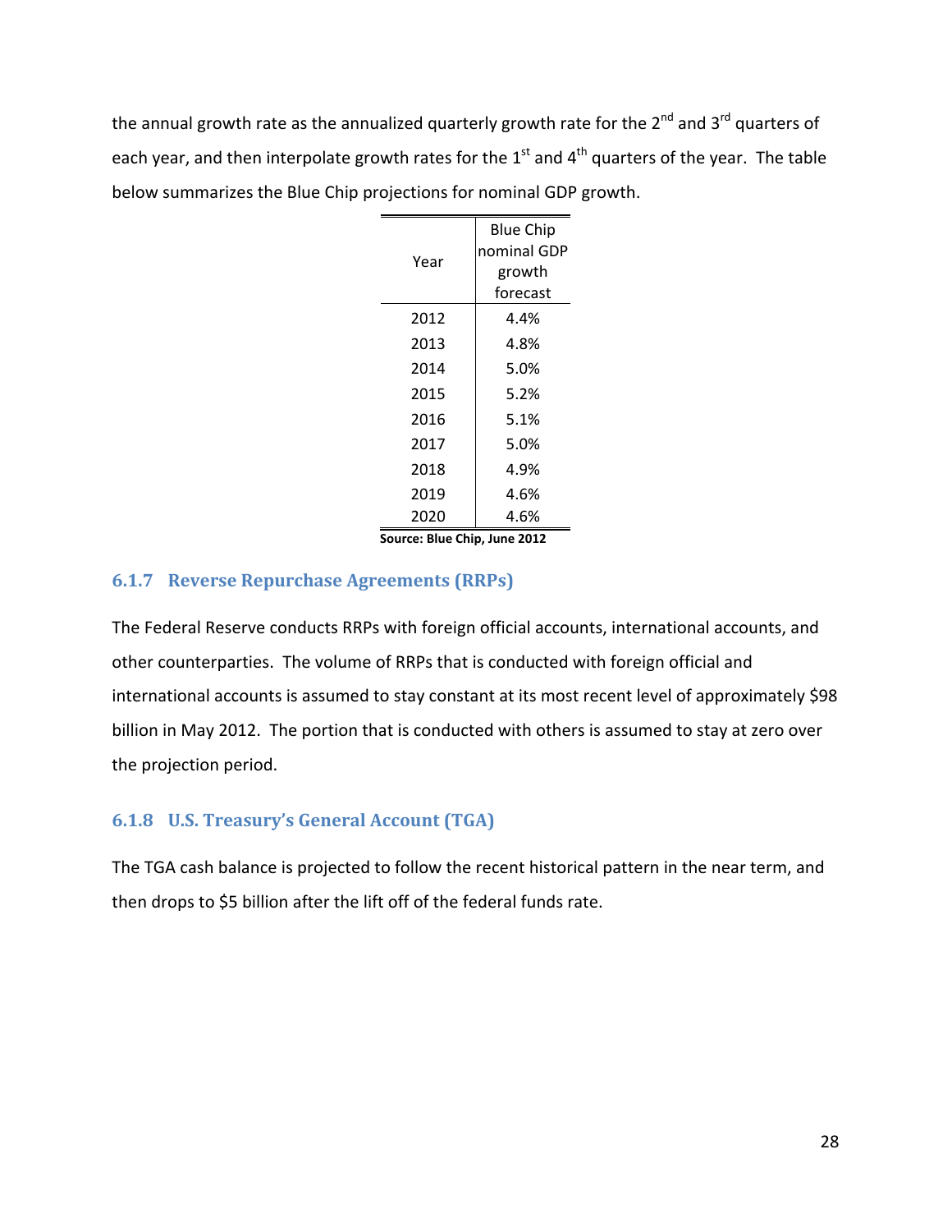the annual growth rate as the annualized quarterly growth rate for the 2nd and 3rd quarters of each year, and then interpolate growth rates for the 1st and 4th quarters of the year. The table below summarizes the Blue Chip projections for nominal GDP growth.

| Year | Blue Chip nominal GDP growth forecast |
|---|---|
| 2012 | 4.4% |
| 2013 | 4.8% |
| 2014 | 5.0% |
| 2015 | 5.2% |
| 2016 | 5.1% |
| 2017 | 5.0% |
| 2018 | 4.9% |
| 2019 | 4.6% |
| 2020 | 4.6% |

**Source: Blue Chip, June 2012**

### 6.1.7 Reverse Repurchase Agreements (RRPs)

The Federal Reserve conducts RRPs with foreign official accounts, international accounts, and other counterparties. The volume of RRPs that is conducted with foreign official and international accounts is assumed to stay constant at its most recent level of approximately $98 billion in May 2012. The portion that is conducted with others is assumed to stay at zero over the projection period.

### 6.1.8 U.S. Treasury's General Account (TGA)

The TGA cash balance is projected to follow the recent historical pattern in the near term, and then drops to $5 billion after the lift off of the federal funds rate.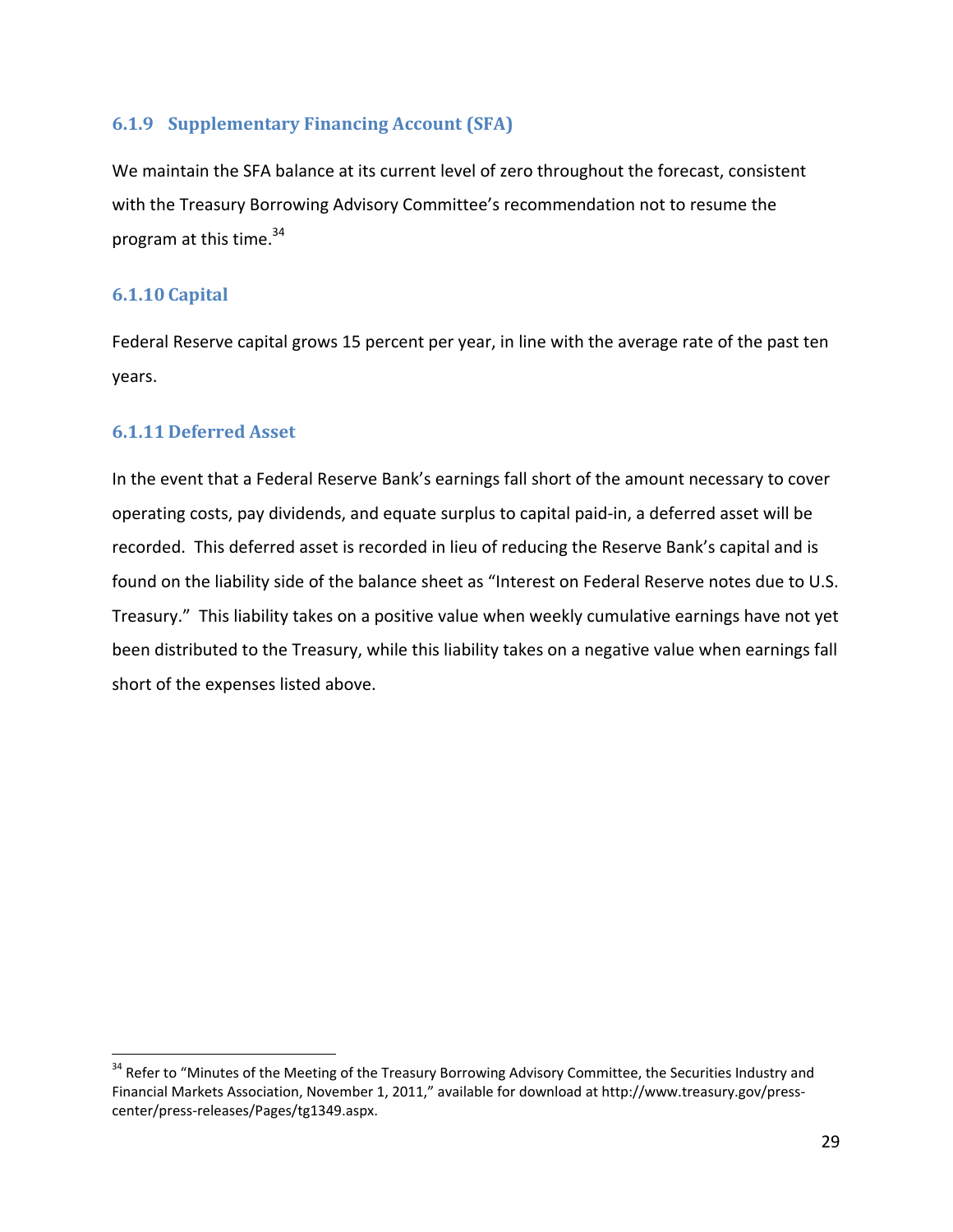### 6.1.9 Supplementary Financing Account (SFA)

We maintain the SFA balance at its current level of zero throughout the forecast, consistent with the Treasury Borrowing Advisory Committee's recommendation not to resume the program at this time.[34]

### 6.1.10 Capital

Federal Reserve capital grows 15 percent per year, in line with the average rate of the past ten years.

### 6.1.11 Deferred Asset

In the event that a Federal Reserve Bank's earnings fall short of the amount necessary to cover operating costs, pay dividends, and equate surplus to capital paid-in, a deferred asset will be recorded. This deferred asset is recorded in lieu of reducing the Reserve Bank's capital and is found on the liability side of the balance sheet as "Interest on Federal Reserve notes due to U.S. Treasury." This liability takes on a positive value when weekly cumulative earnings have not yet been distributed to the Treasury, while this liability takes on a negative value when earnings fall short of the expenses listed above.

---

[34] Refer to "Minutes of the Meeting of the Treasury Borrowing Advisory Committee, the Securities Industry and Financial Markets Association, November 1, 2011," available for download at http://www.treasury.gov/press-center/press-releases/Pages/tg1349.aspx.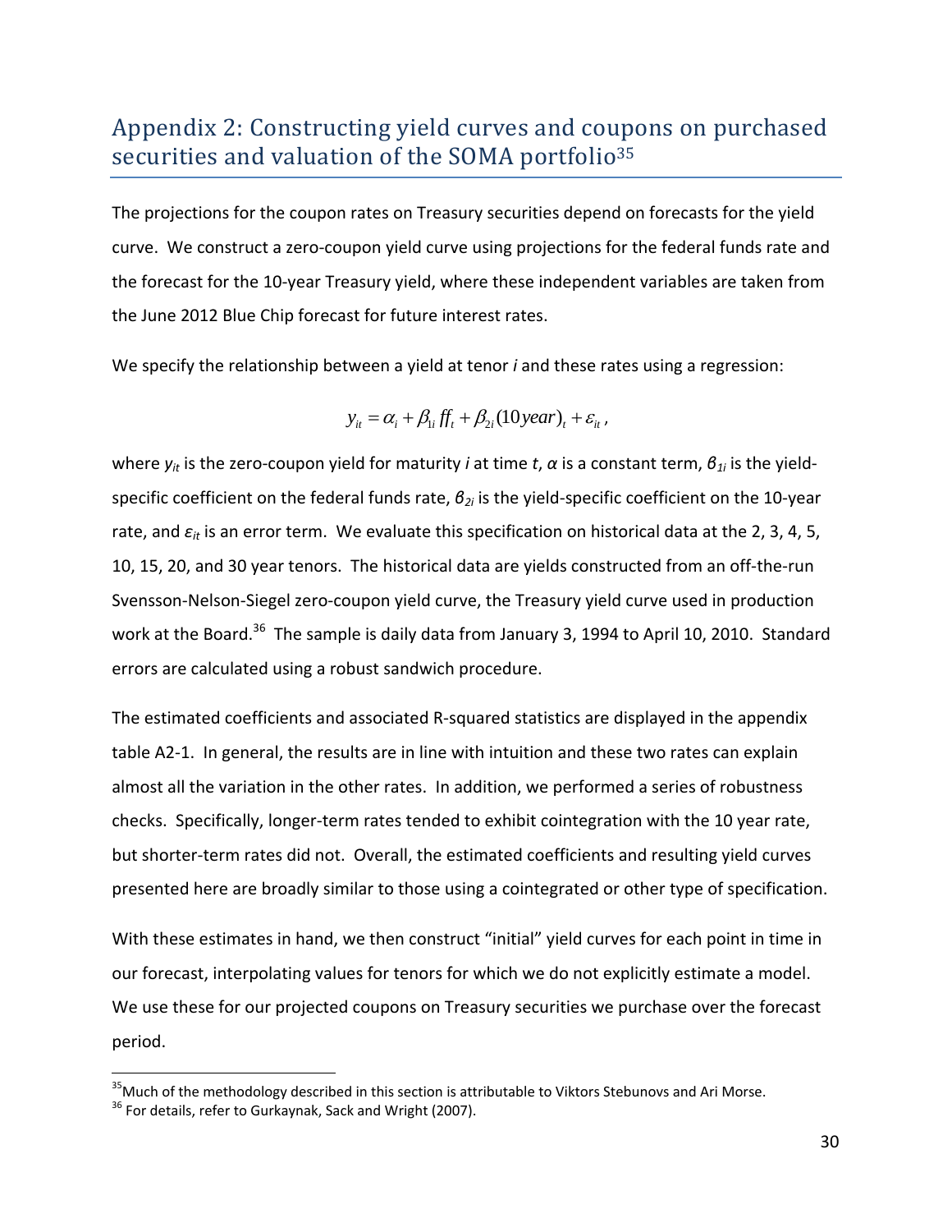## Appendix 2: Constructing yield curves and coupons on purchased securities and valuation of the SOMA portfolio[35]

The projections for the coupon rates on Treasury securities depend on forecasts for the yield curve. We construct a zero-coupon yield curve using projections for the federal funds rate and the forecast for the 10-year Treasury yield, where these independent variables are taken from the June 2012 Blue Chip forecast for future interest rates.

We specify the relationship between a yield at tenor *i* and these rates using a regression:

$$y_{it} = \alpha_i + \beta_{1i} ff_t + \beta_{2i} (10year)_t + \varepsilon_{it},$$

where $y_{it}$ is the zero-coupon yield for maturity *i* at time *t*, $\alpha$ is a constant term, $\beta_{1i}$ is the yield-specific coefficient on the federal funds rate, $\beta_{2i}$ is the yield-specific coefficient on the 10-year rate, and $\varepsilon_{it}$ is an error term. We evaluate this specification on historical data at the 2, 3, 4, 5, 10, 15, 20, and 30 year tenors. The historical data are yields constructed from an off-the-run Svensson-Nelson-Siegel zero-coupon yield curve, the Treasury yield curve used in production work at the Board.[36] The sample is daily data from January 3, 1994 to April 10, 2010. Standard errors are calculated using a robust sandwich procedure.

The estimated coefficients and associated R-squared statistics are displayed in the appendix table A2-1. In general, the results are in line with intuition and these two rates can explain almost all the variation in the other rates. In addition, we performed a series of robustness checks. Specifically, longer-term rates tended to exhibit cointegration with the 10 year rate, but shorter-term rates did not. Overall, the estimated coefficients and resulting yield curves presented here are broadly similar to those using a cointegrated or other type of specification.

With these estimates in hand, we then construct "initial" yield curves for each point in time in our forecast, interpolating values for tenors for which we do not explicitly estimate a model. We use these for our projected coupons on Treasury securities we purchase over the forecast period.

[35] Much of the methodology described in this section is attributable to Viktors Stebunovs and Ari Morse.

[36] For details, refer to Gurkaynak, Sack and Wright (2007).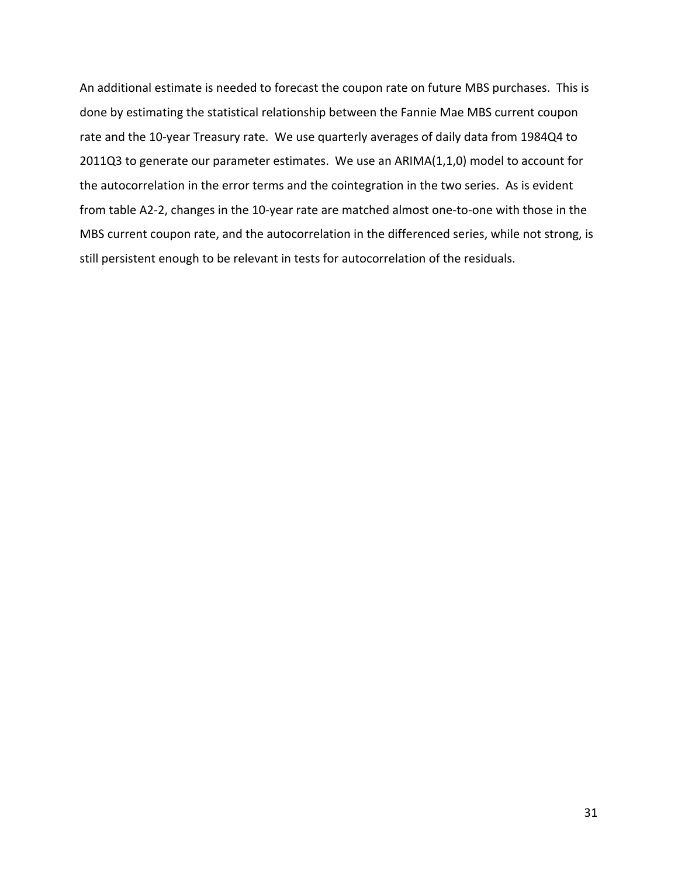An additional estimate is needed to forecast the coupon rate on future MBS purchases. This is done by estimating the statistical relationship between the Fannie Mae MBS current coupon rate and the 10-year Treasury rate. We use quarterly averages of daily data from 1984Q4 to 2011Q3 to generate our parameter estimates. We use an ARIMA(1,1,0) model to account for the autocorrelation in the error terms and the cointegration in the two series. As is evident from table A2-2, changes in the 10-year rate are matched almost one-to-one with those in the MBS current coupon rate, and the autocorrelation in the differenced series, while not strong, is still persistent enough to be relevant in tests for autocorrelation of the residuals.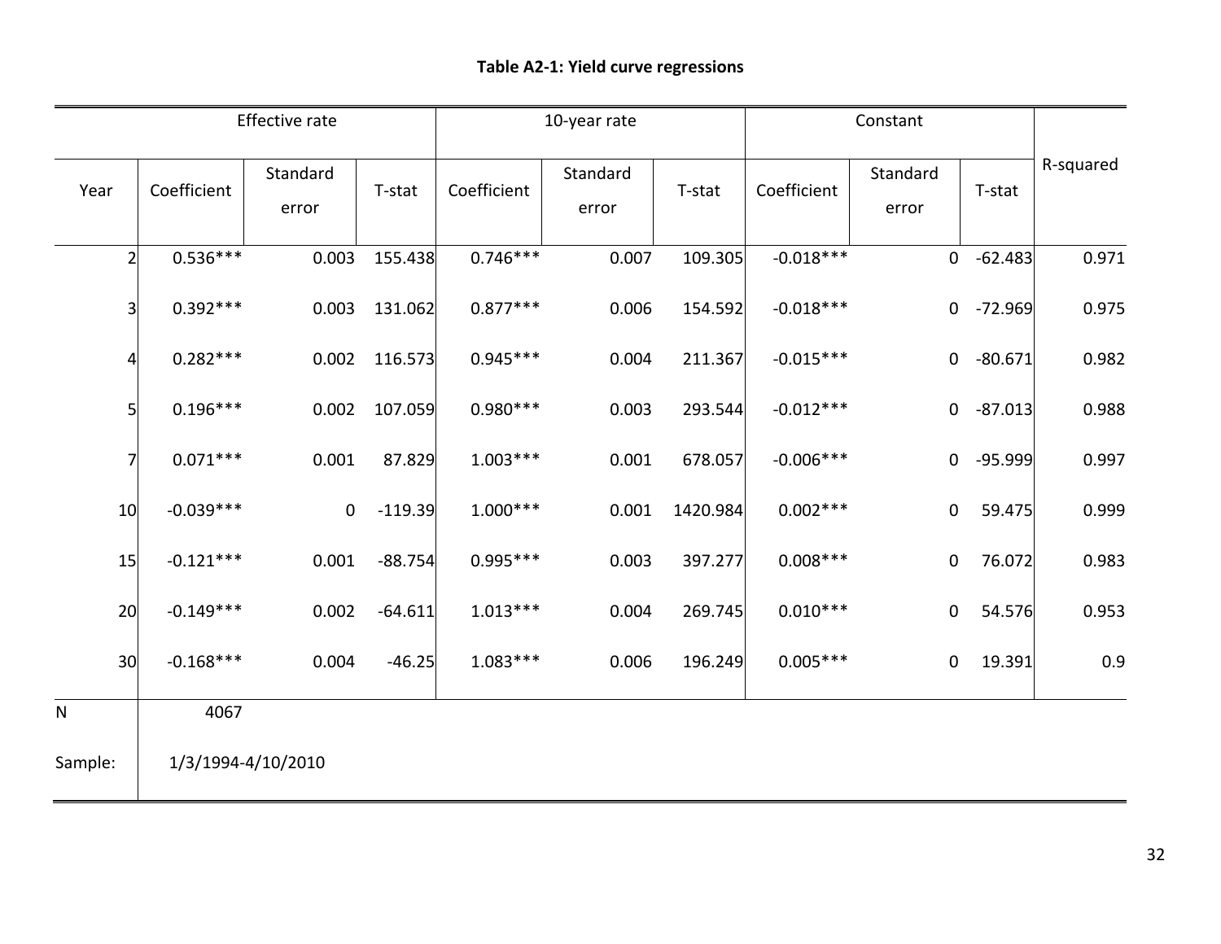**Table A2-1: Yield curve regressions**

| | Effective rate | | | 10-year rate | | | Constant | | | R-squared |
|---|---|---|---|---|---|---|---|---|---|---|
| Year | Coefficient | Standard error | T-stat | Coefficient | Standard error | T-stat | Coefficient | Standard error | T-stat | |
| 2 | 0.536*** | 0.003 | 155.438 | 0.746*** | 0.007 | 109.305 | -0.018*** | 0 | -62.483 | 0.971 |
| 3 | 0.392*** | 0.003 | 131.062 | 0.877*** | 0.006 | 154.592 | -0.018*** | 0 | -72.969 | 0.975 |
| 4 | 0.282*** | 0.002 | 116.573 | 0.945*** | 0.004 | 211.367 | -0.015*** | 0 | -80.671 | 0.982 |
| 5 | 0.196*** | 0.002 | 107.059 | 0.980*** | 0.003 | 293.544 | -0.012*** | 0 | -87.013 | 0.988 |
| 7 | 0.071*** | 0.001 | 87.829 | 1.003*** | 0.001 | 678.057 | -0.006*** | 0 | -95.999 | 0.997 |
| 10 | -0.039*** | 0 | -119.39 | 1.000*** | 0.001 | 1420.984 | 0.002*** | 0 | 59.475 | 0.999 |
| 15 | -0.121*** | 0.001 | -88.754 | 0.995*** | 0.003 | 397.277 | 0.008*** | 0 | 76.072 | 0.983 |
| 20 | -0.149*** | 0.002 | -64.611 | 1.013*** | 0.004 | 269.745 | 0.010*** | 0 | 54.576 | 0.953 |
| 30 | -0.168*** | 0.004 | -46.25 | 1.083*** | 0.006 | 196.249 | 0.005*** | 0 | 19.391 | 0.9 |
| N | 4067 | | | | | | | | | |
| Sample: | 1/3/1994-4/10/2010 | | | | | | | | | |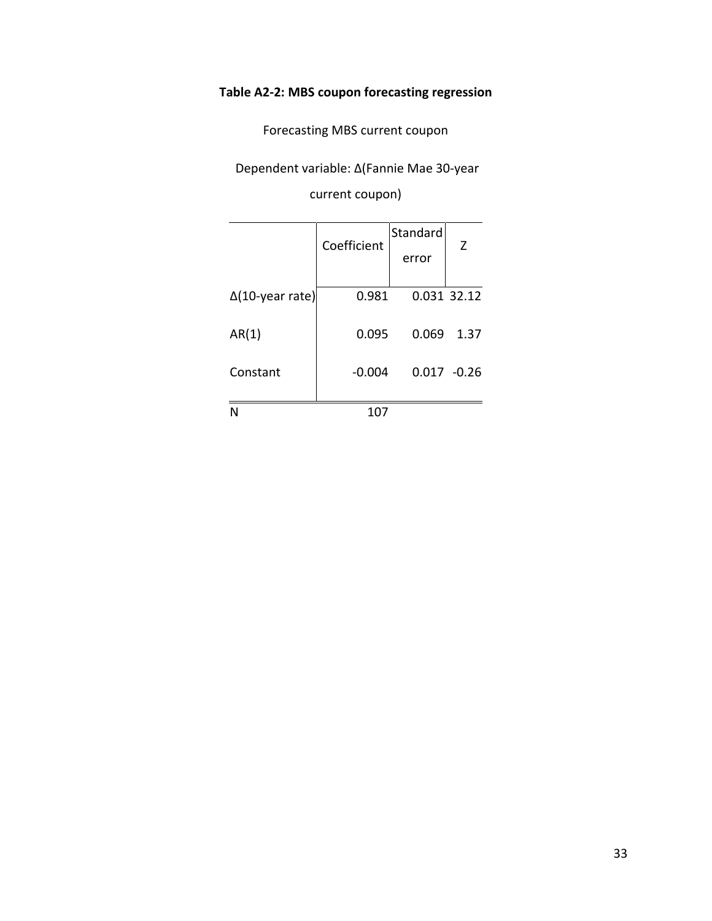**Table A2-2: MBS coupon forecasting regression**

Forecasting MBS current coupon

Dependent variable: Δ(Fannie Mae 30-year current coupon)

| | Coefficient | Standard error | Z |
|---|---|---|---|
| Δ(10-year rate) | 0.981 | 0.031 | 32.12 |
| AR(1) | 0.095 | 0.069 | 1.37 |
| Constant | -0.004 | 0.017 | -0.26 |
| N | 107 | | |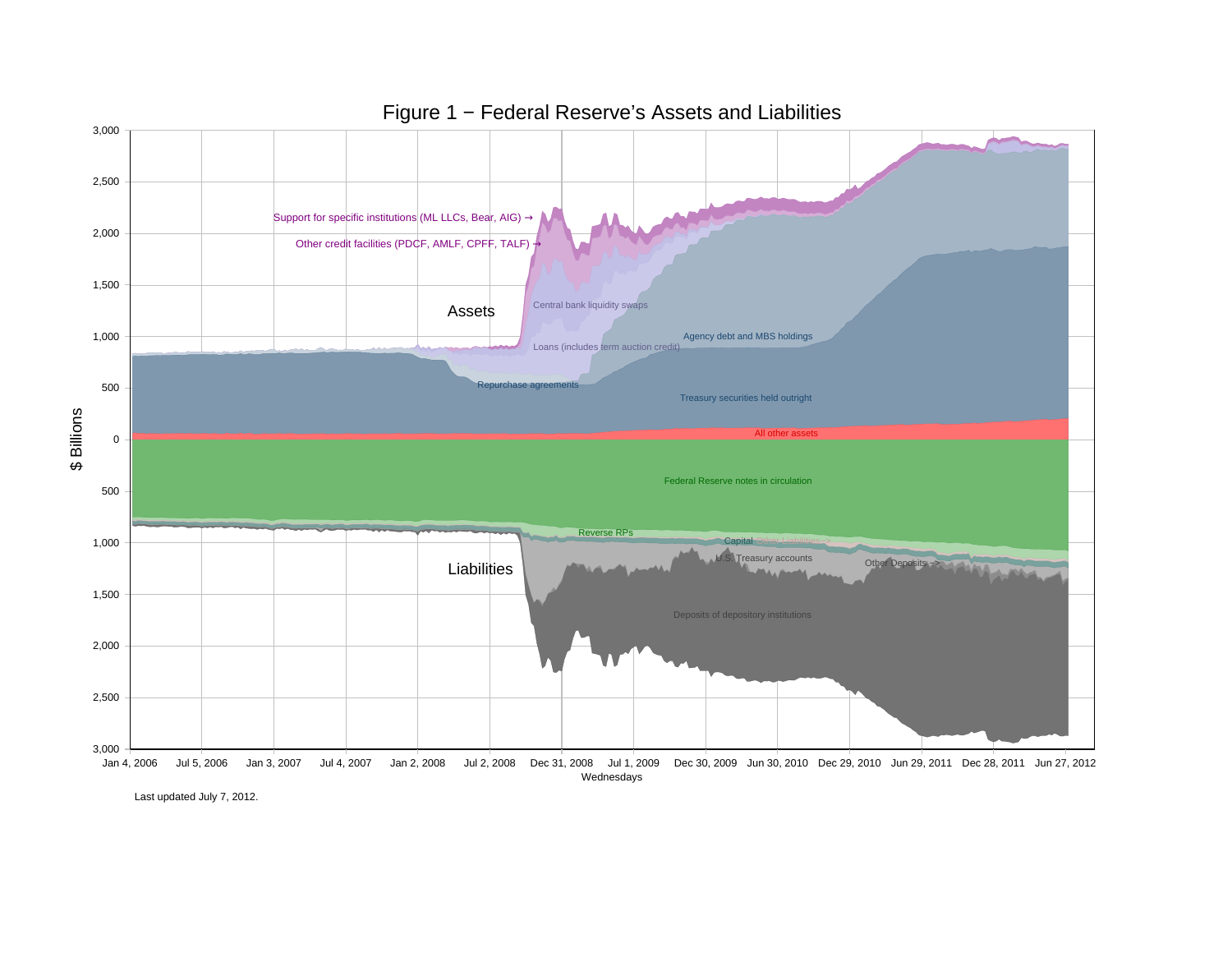# Figure 1 − Federal Reserve's Assets and Liabilities

Last updated July 7, 2012.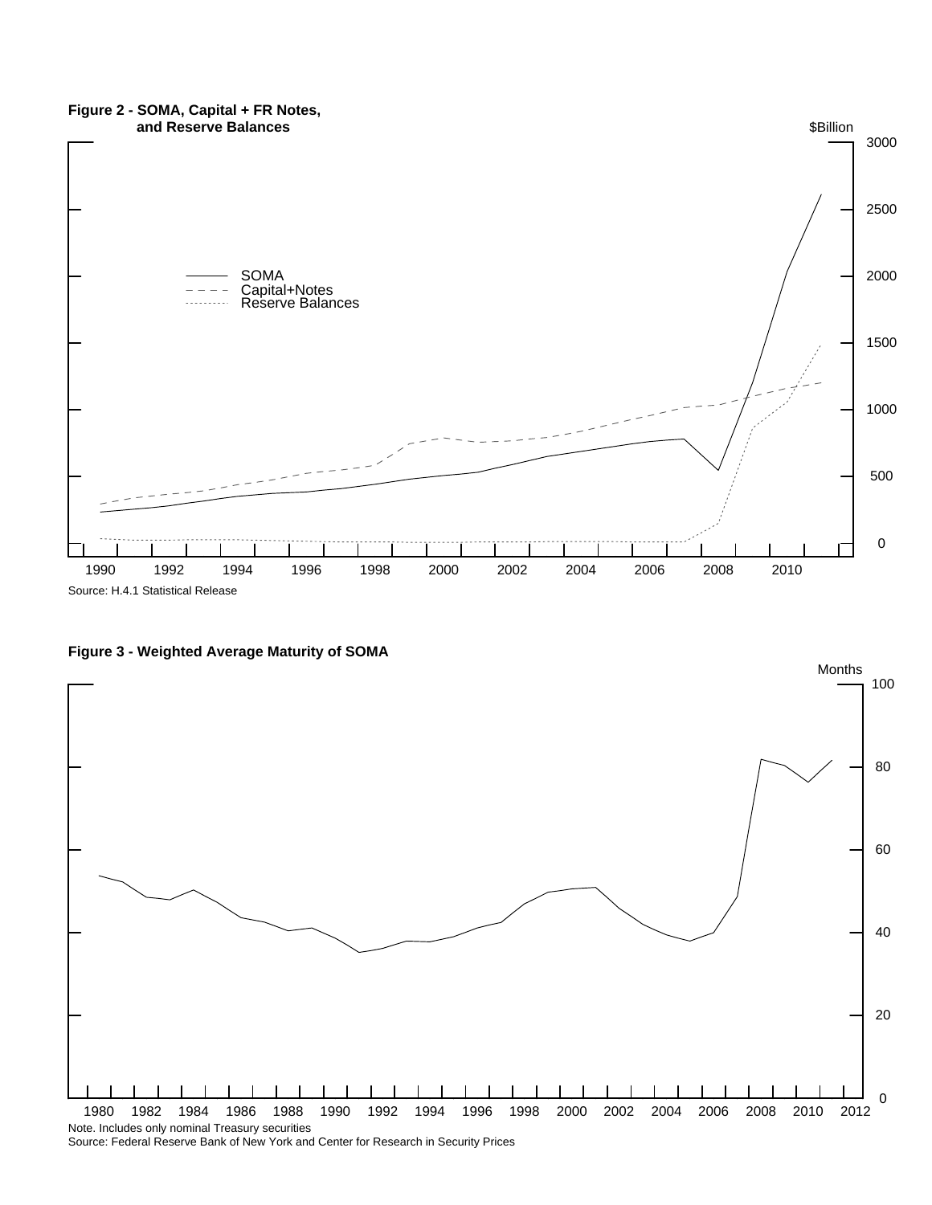**Figure 2 - SOMA, Capital + FR Notes, and Reserve Balances**

Source: H.4.1 Statistical Release

**Figure 3 - Weighted Average Maturity of SOMA**

Note. Includes only nominal Treasury securities

Source: Federal Reserve Bank of New York and Center for Research in Security Prices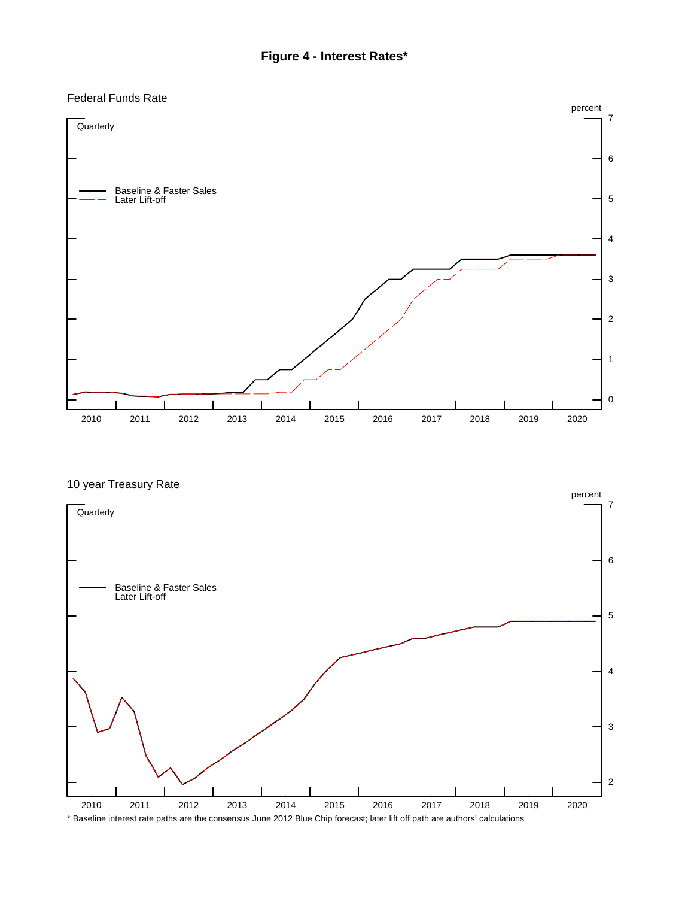**Figure 4 - Interest Rates***

Federal Funds Rate

10 year Treasury Rate

* Baseline interest rate paths are the consensus June 2012 Blue Chip forecast; later lift off path are authors' calculations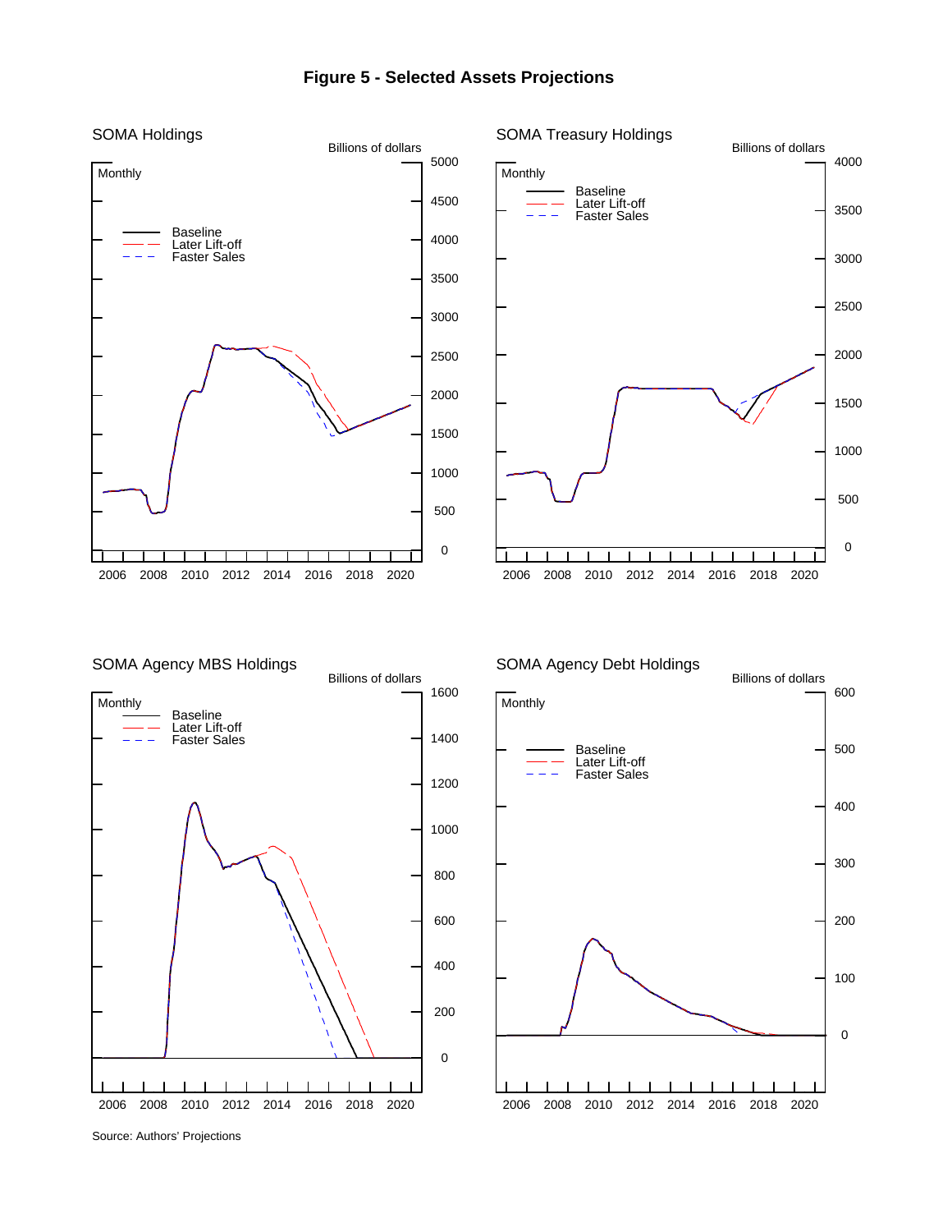# Figure 5 - Selected Assets Projections

SOMA Holdings

Billions of dollars

Monthly

Baseline
Later Lift-off
Faster Sales

SOMA Treasury Holdings

Billions of dollars

Monthly

Baseline
Later Lift-off
Faster Sales

SOMA Agency MBS Holdings

Billions of dollars

Monthly

Baseline
Later Lift-off
Faster Sales

SOMA Agency Debt Holdings

Billions of dollars

Monthly

Baseline
Later Lift-off
Faster Sales

Source: Authors' Projections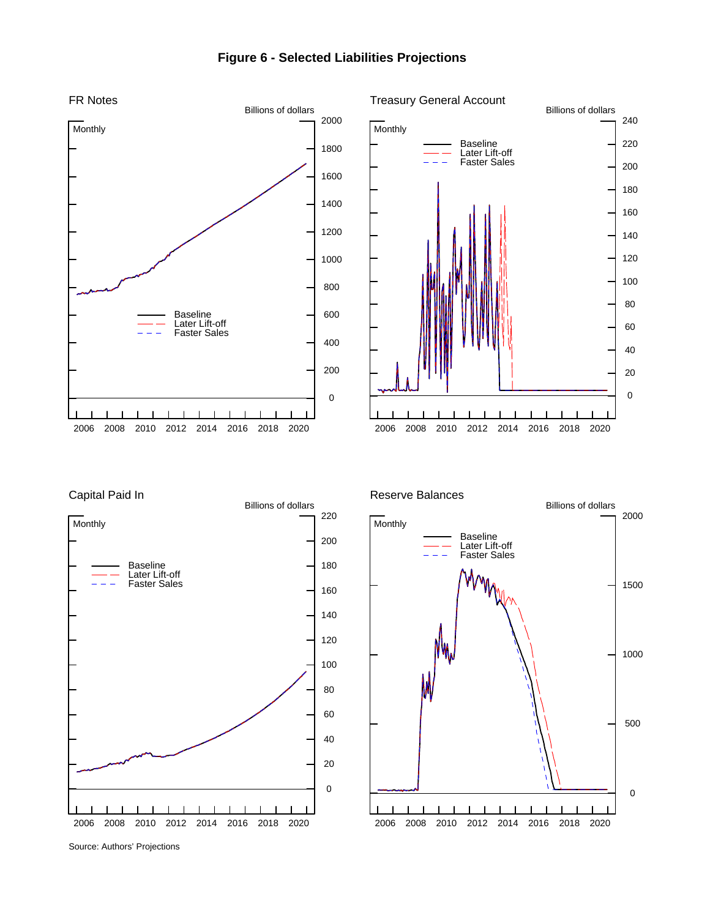# Figure 6 - Selected Liabilities Projections

FR Notes

Billions of dollars

Monthly

2000
1800
1600
1400
1200
1000
800
600
400
200
0

Baseline
Later Lift-off
Faster Sales

2006 2008 2010 2012 2014 2016 2018 2020

Treasury General Account

Billions of dollars

Monthly

240
220
200
180
160
140
120
100
80
60
40
20
0

Baseline
Later Lift-off
Faster Sales

2006 2008 2010 2012 2014 2016 2018 2020

Capital Paid In

Billions of dollars

Monthly

220
200
180
160
140
120
100
80
60
40
20
0

Baseline
Later Lift-off
Faster Sales

2006 2008 2010 2012 2014 2016 2018 2020

Reserve Balances

Billions of dollars

Monthly

2000
1500
1000
500
0

Baseline
Later Lift-off
Faster Sales

2006 2008 2010 2012 2014 2016 2018 2020

Source: Authors' Projections